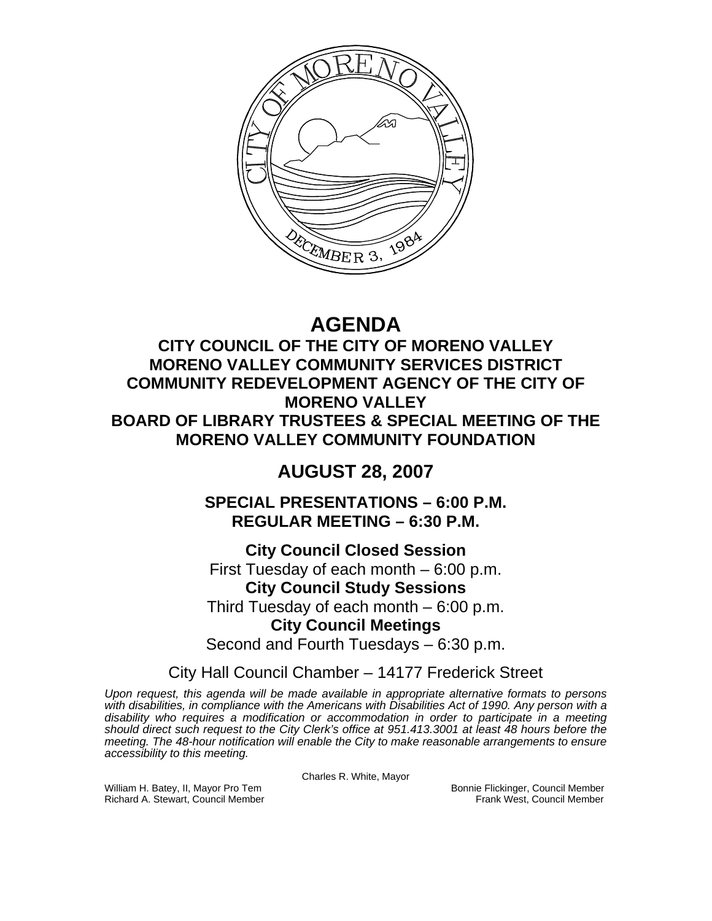# AGENDA

## CITY COUNCIL OF THE CITY OF MORENO VALLEY
## MORENO VALLEY COMMUNITY SERVICES DISTRICT
## COMMUNITY REDEVELOPMENT AGENCY OF THE CITY OF MORENO VALLEY
## BOARD OF LIBRARY TRUSTEES & SPECIAL MEETING OF THE MORENO VALLEY COMMUNITY FOUNDATION

## AUGUST 28, 2007

### SPECIAL PRESENTATIONS – 6:00 P.M.
### REGULAR MEETING – 6:30 P.M.

**City Council Closed Session**
First Tuesday of each month – 6:00 p.m.

**City Council Study Sessions**
Third Tuesday of each month – 6:00 p.m.

**City Council Meetings**
Second and Fourth Tuesdays – 6:30 p.m.

City Hall Council Chamber – 14177 Frederick Street

*Upon request, this agenda will be made available in appropriate alternative formats to persons with disabilities, in compliance with the Americans with Disabilities Act of 1990. Any person with a disability who requires a modification or accommodation in order to participate in a meeting should direct such request to the City Clerk's office at 951.413.3001 at least 48 hours before the meeting. The 48-hour notification will enable the City to make reasonable arrangements to ensure accessibility to this meeting.*

Charles R. White, Mayor

William H. Batey, II, Mayor Pro Tem
Richard A. Stewart, Council Member
Bonnie Flickinger, Council Member
Frank West, Council Member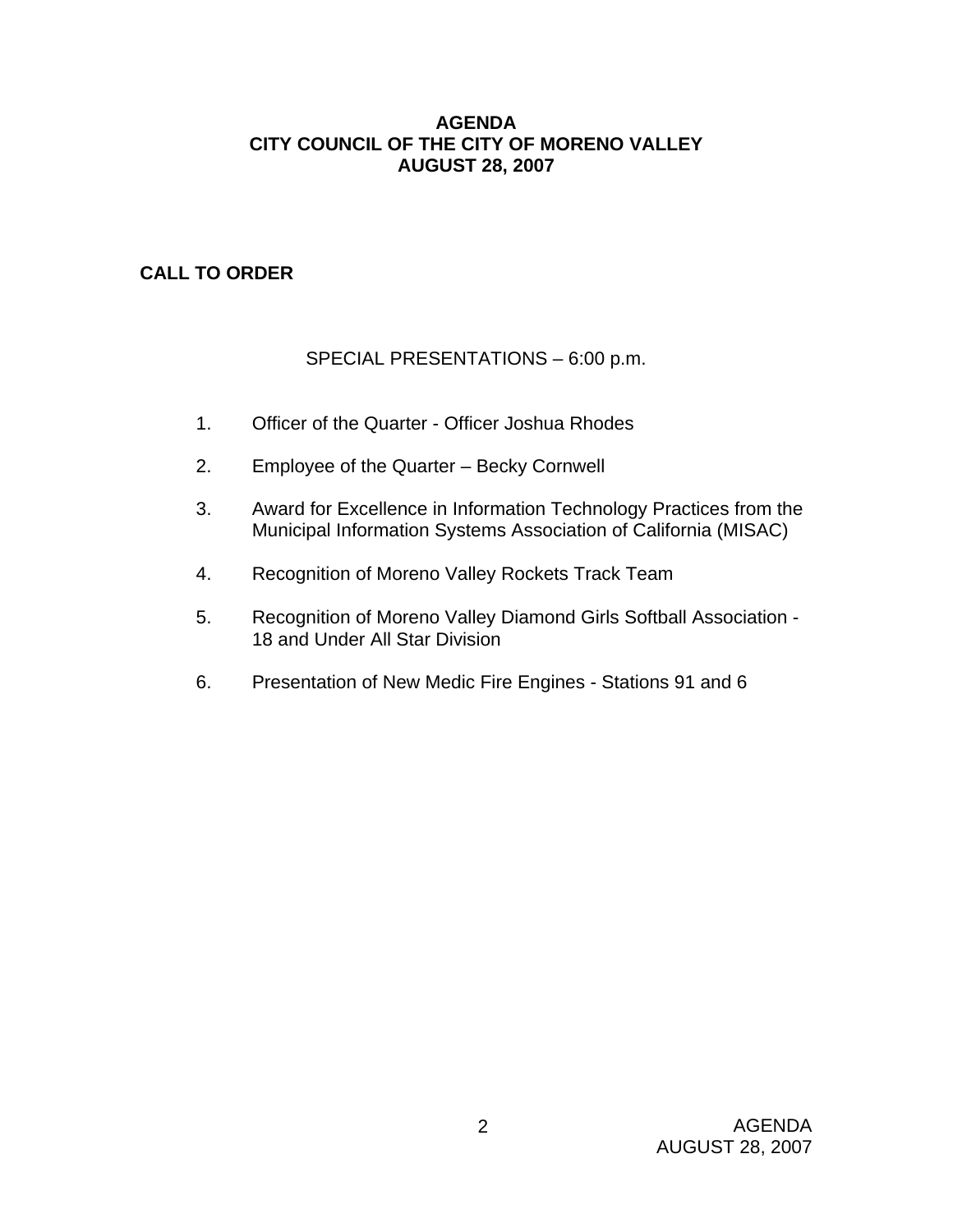# AGENDA
# CITY COUNCIL OF THE CITY OF MORENO VALLEY
# AUGUST 28, 2007

## CALL TO ORDER

SPECIAL PRESENTATIONS – 6:00 p.m.

1. Officer of the Quarter - Officer Joshua Rhodes

2. Employee of the Quarter – Becky Cornwell

3. Award for Excellence in Information Technology Practices from the Municipal Information Systems Association of California (MISAC)

4. Recognition of Moreno Valley Rockets Track Team

5. Recognition of Moreno Valley Diamond Girls Softball Association - 18 and Under All Star Division

6. Presentation of New Medic Fire Engines - Stations 91 and 6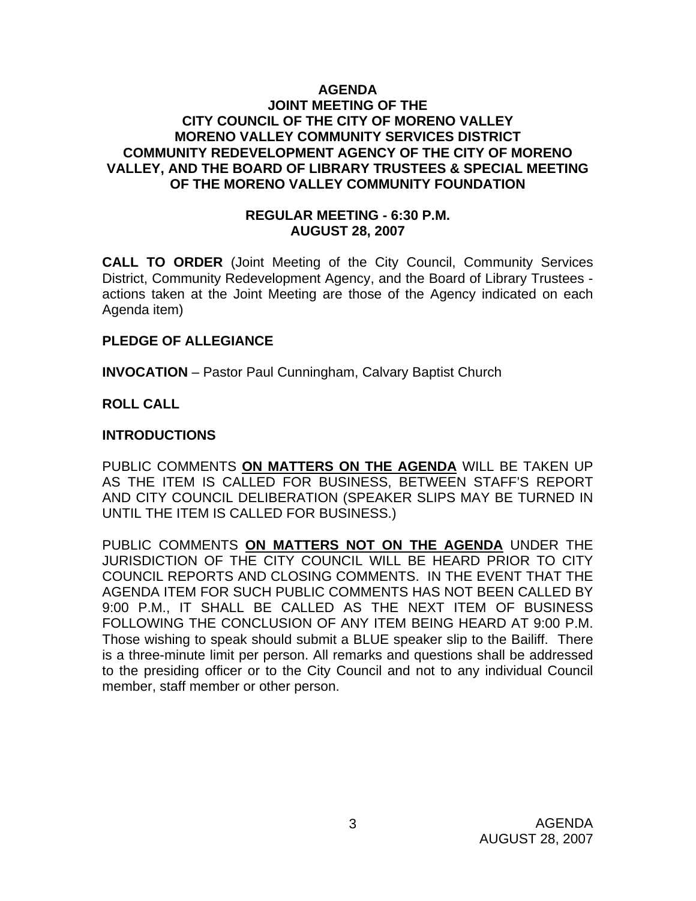# AGENDA
## JOINT MEETING OF THE CITY COUNCIL OF THE CITY OF MORENO VALLEY MORENO VALLEY COMMUNITY SERVICES DISTRICT COMMUNITY REDEVELOPMENT AGENCY OF THE CITY OF MORENO VALLEY, AND THE BOARD OF LIBRARY TRUSTEES & SPECIAL MEETING OF THE MORENO VALLEY COMMUNITY FOUNDATION

### REGULAR MEETING - 6:30 P.M.
### AUGUST 28, 2007

**CALL TO ORDER** (Joint Meeting of the City Council, Community Services District, Community Redevelopment Agency, and the Board of Library Trustees - actions taken at the Joint Meeting are those of the Agency indicated on each Agenda item)

**PLEDGE OF ALLEGIANCE**

**INVOCATION** – Pastor Paul Cunningham, Calvary Baptist Church

**ROLL CALL**

**INTRODUCTIONS**

PUBLIC COMMENTS **ON MATTERS ON THE AGENDA** WILL BE TAKEN UP AS THE ITEM IS CALLED FOR BUSINESS, BETWEEN STAFF'S REPORT AND CITY COUNCIL DELIBERATION (SPEAKER SLIPS MAY BE TURNED IN UNTIL THE ITEM IS CALLED FOR BUSINESS.)

PUBLIC COMMENTS **ON MATTERS NOT ON THE AGENDA** UNDER THE JURISDICTION OF THE CITY COUNCIL WILL BE HEARD PRIOR TO CITY COUNCIL REPORTS AND CLOSING COMMENTS. IN THE EVENT THAT THE AGENDA ITEM FOR SUCH PUBLIC COMMENTS HAS NOT BEEN CALLED BY 9:00 P.M., IT SHALL BE CALLED AS THE NEXT ITEM OF BUSINESS FOLLOWING THE CONCLUSION OF ANY ITEM BEING HEARD AT 9:00 P.M. Those wishing to speak should submit a BLUE speaker slip to the Bailiff. There is a three-minute limit per person. All remarks and questions shall be addressed to the presiding officer or to the City Council and not to any individual Council member, staff member or other person.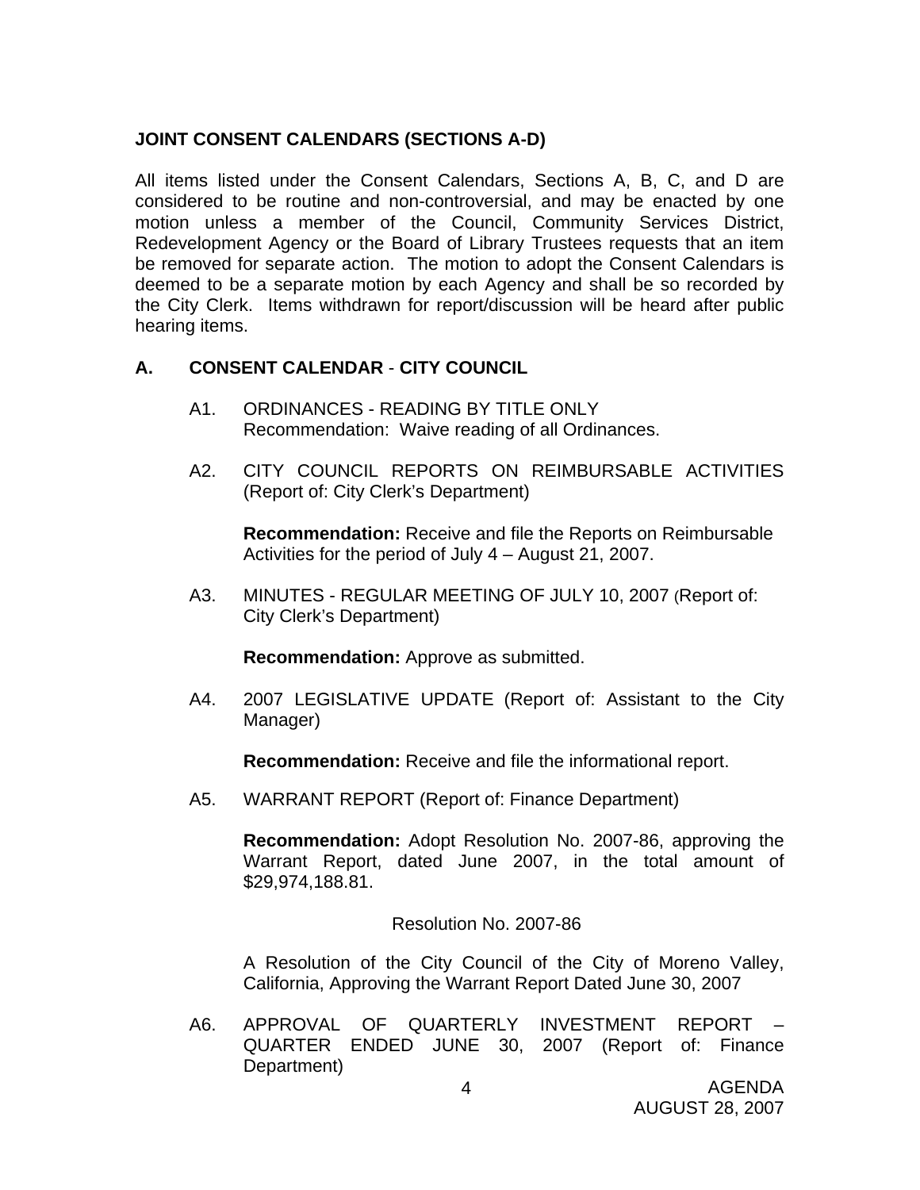## JOINT CONSENT CALENDARS (SECTIONS A-D)

All items listed under the Consent Calendars, Sections A, B, C, and D are considered to be routine and non-controversial, and may be enacted by one motion unless a member of the Council, Community Services District, Redevelopment Agency or the Board of Library Trustees requests that an item be removed for separate action. The motion to adopt the Consent Calendars is deemed to be a separate motion by each Agency and shall be so recorded by the City Clerk. Items withdrawn for report/discussion will be heard after public hearing items.

## A. CONSENT CALENDAR - CITY COUNCIL

A1. ORDINANCES - READING BY TITLE ONLY
Recommendation: Waive reading of all Ordinances.

A2. CITY COUNCIL REPORTS ON REIMBURSABLE ACTIVITIES (Report of: City Clerk's Department)

**Recommendation:** Receive and file the Reports on Reimbursable Activities for the period of July 4 – August 21, 2007.

A3. MINUTES - REGULAR MEETING OF JULY 10, 2007 (Report of: City Clerk's Department)

**Recommendation:** Approve as submitted.

A4. 2007 LEGISLATIVE UPDATE (Report of: Assistant to the City Manager)

**Recommendation:** Receive and file the informational report.

A5. WARRANT REPORT (Report of: Finance Department)

**Recommendation:** Adopt Resolution No. 2007-86, approving the Warrant Report, dated June 2007, in the total amount of $29,974,188.81.

Resolution No. 2007-86

A Resolution of the City Council of the City of Moreno Valley, California, Approving the Warrant Report Dated June 30, 2007

A6. APPROVAL OF QUARTERLY INVESTMENT REPORT – QUARTER ENDED JUNE 30, 2007 (Report of: Finance Department)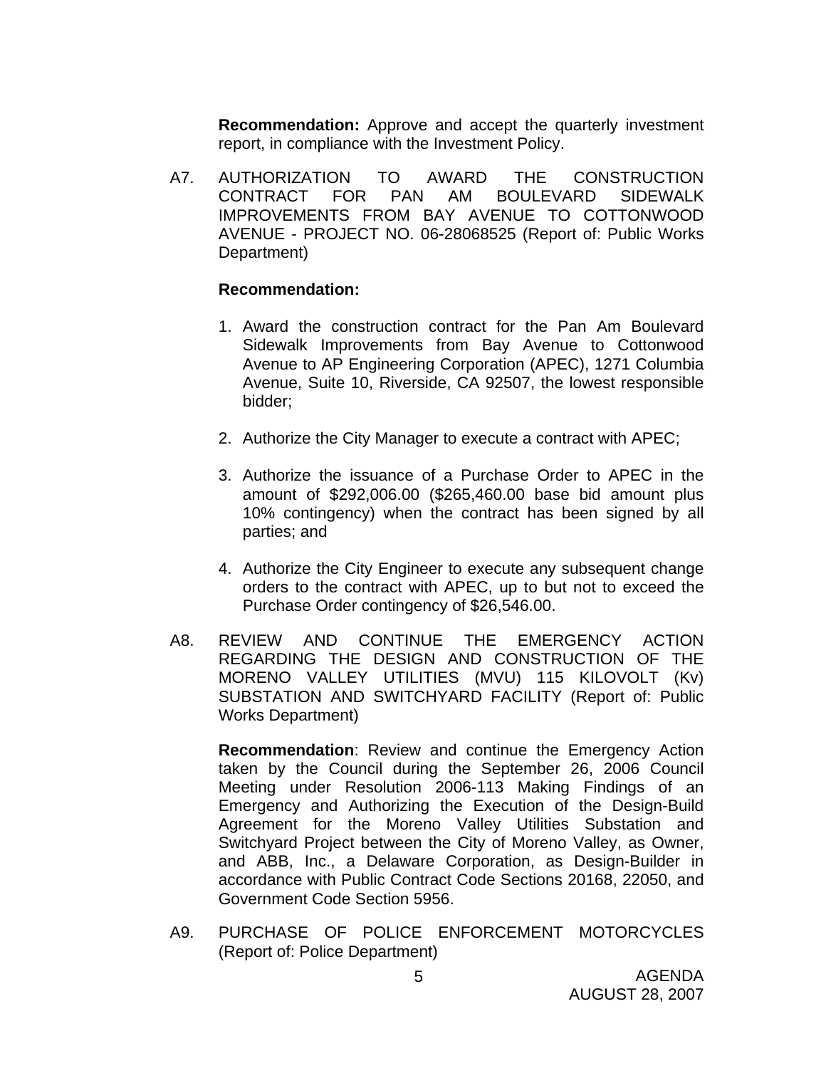**Recommendation:** Approve and accept the quarterly investment report, in compliance with the Investment Policy.

A7. AUTHORIZATION TO AWARD THE CONSTRUCTION CONTRACT FOR PAN AM BOULEVARD SIDEWALK IMPROVEMENTS FROM BAY AVENUE TO COTTONWOOD AVENUE - PROJECT NO. 06-28068525 (Report of: Public Works Department)

**Recommendation:**

1. Award the construction contract for the Pan Am Boulevard Sidewalk Improvements from Bay Avenue to Cottonwood Avenue to AP Engineering Corporation (APEC), 1271 Columbia Avenue, Suite 10, Riverside, CA 92507, the lowest responsible bidder;

2. Authorize the City Manager to execute a contract with APEC;

3. Authorize the issuance of a Purchase Order to APEC in the amount of $292,006.00 ($265,460.00 base bid amount plus 10% contingency) when the contract has been signed by all parties; and

4. Authorize the City Engineer to execute any subsequent change orders to the contract with APEC, up to but not to exceed the Purchase Order contingency of $26,546.00.

A8. REVIEW AND CONTINUE THE EMERGENCY ACTION REGARDING THE DESIGN AND CONSTRUCTION OF THE MORENO VALLEY UTILITIES (MVU) 115 KILOVOLT (Kv) SUBSTATION AND SWITCHYARD FACILITY (Report of: Public Works Department)

**Recommendation**: Review and continue the Emergency Action taken by the Council during the September 26, 2006 Council Meeting under Resolution 2006-113 Making Findings of an Emergency and Authorizing the Execution of the Design-Build Agreement for the Moreno Valley Utilities Substation and Switchyard Project between the City of Moreno Valley, as Owner, and ABB, Inc., a Delaware Corporation, as Design-Builder in accordance with Public Contract Code Sections 20168, 22050, and Government Code Section 5956.

A9. PURCHASE OF POLICE ENFORCEMENT MOTORCYCLES (Report of: Police Department)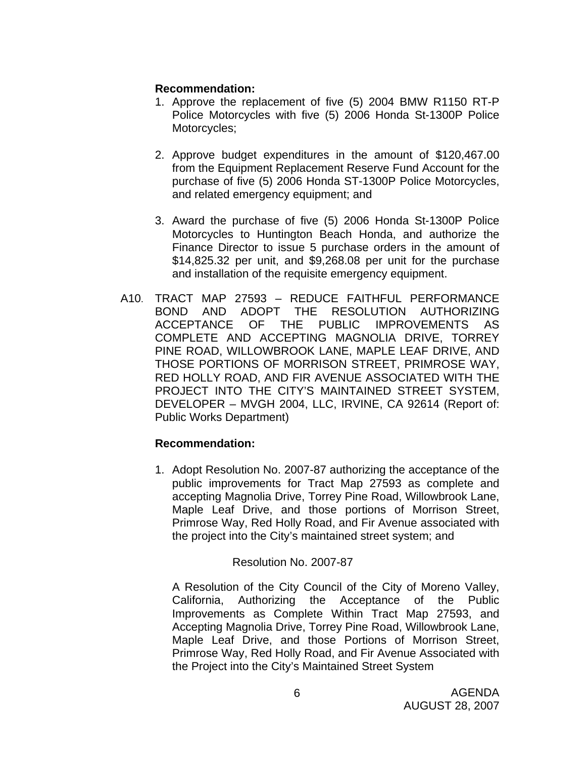**Recommendation:**

1. Approve the replacement of five (5) 2004 BMW R1150 RT-P Police Motorcycles with five (5) 2006 Honda St-1300P Police Motorcycles;

2. Approve budget expenditures in the amount of $120,467.00 from the Equipment Replacement Reserve Fund Account for the purchase of five (5) 2006 Honda ST-1300P Police Motorcycles, and related emergency equipment; and

3. Award the purchase of five (5) 2006 Honda St-1300P Police Motorcycles to Huntington Beach Honda, and authorize the Finance Director to issue 5 purchase orders in the amount of $14,825.32 per unit, and $9,268.08 per unit for the purchase and installation of the requisite emergency equipment.

A10. TRACT MAP 27593 – REDUCE FAITHFUL PERFORMANCE BOND AND ADOPT THE RESOLUTION AUTHORIZING ACCEPTANCE OF THE PUBLIC IMPROVEMENTS AS COMPLETE AND ACCEPTING MAGNOLIA DRIVE, TORREY PINE ROAD, WILLOWBROOK LANE, MAPLE LEAF DRIVE, AND THOSE PORTIONS OF MORRISON STREET, PRIMROSE WAY, RED HOLLY ROAD, AND FIR AVENUE ASSOCIATED WITH THE PROJECT INTO THE CITY'S MAINTAINED STREET SYSTEM, DEVELOPER – MVGH 2004, LLC, IRVINE, CA 92614 (Report of: Public Works Department)

**Recommendation:**

1. Adopt Resolution No. 2007-87 authorizing the acceptance of the public improvements for Tract Map 27593 as complete and accepting Magnolia Drive, Torrey Pine Road, Willowbrook Lane, Maple Leaf Drive, and those portions of Morrison Street, Primrose Way, Red Holly Road, and Fir Avenue associated with the project into the City's maintained street system; and

   Resolution No. 2007-87

   A Resolution of the City Council of the City of Moreno Valley, California, Authorizing the Acceptance of the Public Improvements as Complete Within Tract Map 27593, and Accepting Magnolia Drive, Torrey Pine Road, Willowbrook Lane, Maple Leaf Drive, and those Portions of Morrison Street, Primrose Way, Red Holly Road, and Fir Avenue Associated with the Project into the City's Maintained Street System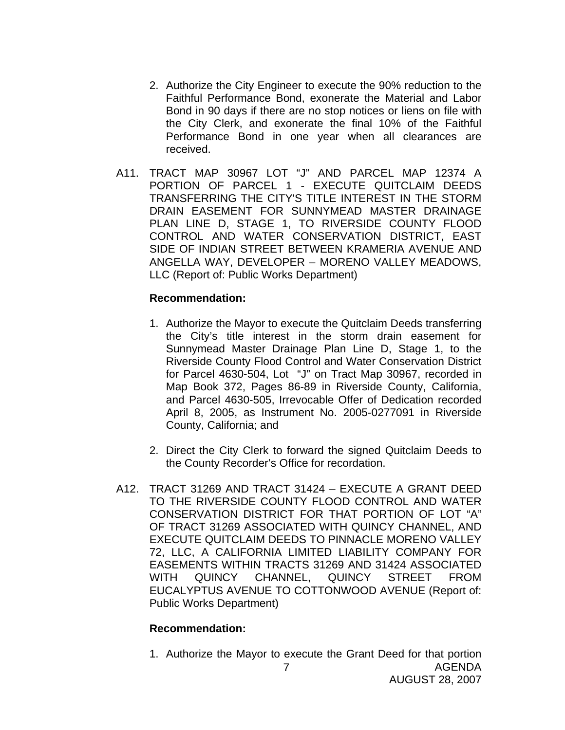2. Authorize the City Engineer to execute the 90% reduction to the Faithful Performance Bond, exonerate the Material and Labor Bond in 90 days if there are no stop notices or liens on file with the City Clerk, and exonerate the final 10% of the Faithful Performance Bond in one year when all clearances are received.

A11. TRACT MAP 30967 LOT "J" AND PARCEL MAP 12374 A PORTION OF PARCEL 1 - EXECUTE QUITCLAIM DEEDS TRANSFERRING THE CITY'S TITLE INTEREST IN THE STORM DRAIN EASEMENT FOR SUNNYMEAD MASTER DRAINAGE PLAN LINE D, STAGE 1, TO RIVERSIDE COUNTY FLOOD CONTROL AND WATER CONSERVATION DISTRICT, EAST SIDE OF INDIAN STREET BETWEEN KRAMERIA AVENUE AND ANGELLA WAY, DEVELOPER – MORENO VALLEY MEADOWS, LLC (Report of: Public Works Department)

**Recommendation:**

1. Authorize the Mayor to execute the Quitclaim Deeds transferring the City's title interest in the storm drain easement for Sunnymead Master Drainage Plan Line D, Stage 1, to the Riverside County Flood Control and Water Conservation District for Parcel 4630-504, Lot "J" on Tract Map 30967, recorded in Map Book 372, Pages 86-89 in Riverside County, California, and Parcel 4630-505, Irrevocable Offer of Dedication recorded April 8, 2005, as Instrument No. 2005-0277091 in Riverside County, California; and

2. Direct the City Clerk to forward the signed Quitclaim Deeds to the County Recorder's Office for recordation.

A12. TRACT 31269 AND TRACT 31424 – EXECUTE A GRANT DEED TO THE RIVERSIDE COUNTY FLOOD CONTROL AND WATER CONSERVATION DISTRICT FOR THAT PORTION OF LOT "A" OF TRACT 31269 ASSOCIATED WITH QUINCY CHANNEL, AND EXECUTE QUITCLAIM DEEDS TO PINNACLE MORENO VALLEY 72, LLC, A CALIFORNIA LIMITED LIABILITY COMPANY FOR EASEMENTS WITHIN TRACTS 31269 AND 31424 ASSOCIATED WITH QUINCY CHANNEL, QUINCY STREET FROM EUCALYPTUS AVENUE TO COTTONWOOD AVENUE (Report of: Public Works Department)

**Recommendation:**

1. Authorize the Mayor to execute the Grant Deed for that portion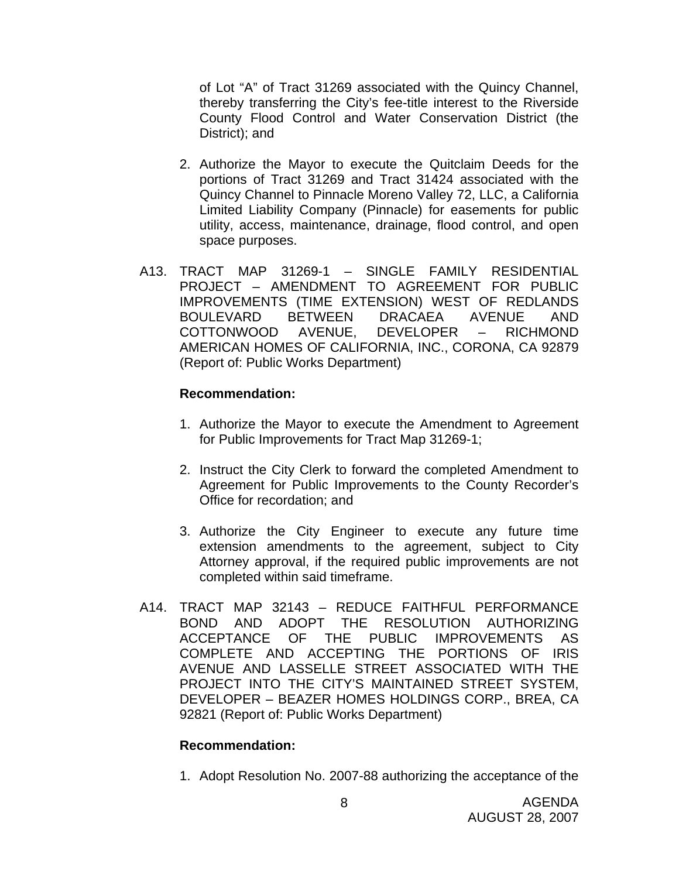of Lot "A" of Tract 31269 associated with the Quincy Channel, thereby transferring the City's fee-title interest to the Riverside County Flood Control and Water Conservation District (the District); and

2. Authorize the Mayor to execute the Quitclaim Deeds for the portions of Tract 31269 and Tract 31424 associated with the Quincy Channel to Pinnacle Moreno Valley 72, LLC, a California Limited Liability Company (Pinnacle) for easements for public utility, access, maintenance, drainage, flood control, and open space purposes.

A13. TRACT MAP 31269-1 – SINGLE FAMILY RESIDENTIAL PROJECT – AMENDMENT TO AGREEMENT FOR PUBLIC IMPROVEMENTS (TIME EXTENSION) WEST OF REDLANDS BOULEVARD BETWEEN DRACAEA AVENUE AND COTTONWOOD AVENUE, DEVELOPER – RICHMOND AMERICAN HOMES OF CALIFORNIA, INC., CORONA, CA 92879 (Report of: Public Works Department)

**Recommendation:**

1. Authorize the Mayor to execute the Amendment to Agreement for Public Improvements for Tract Map 31269-1;

2. Instruct the City Clerk to forward the completed Amendment to Agreement for Public Improvements to the County Recorder's Office for recordation; and

3. Authorize the City Engineer to execute any future time extension amendments to the agreement, subject to City Attorney approval, if the required public improvements are not completed within said timeframe.

A14. TRACT MAP 32143 – REDUCE FAITHFUL PERFORMANCE BOND AND ADOPT THE RESOLUTION AUTHORIZING ACCEPTANCE OF THE PUBLIC IMPROVEMENTS AS COMPLETE AND ACCEPTING THE PORTIONS OF IRIS AVENUE AND LASSELLE STREET ASSOCIATED WITH THE PROJECT INTO THE CITY'S MAINTAINED STREET SYSTEM, DEVELOPER – BEAZER HOMES HOLDINGS CORP., BREA, CA 92821 (Report of: Public Works Department)

**Recommendation:**

1. Adopt Resolution No. 2007-88 authorizing the acceptance of the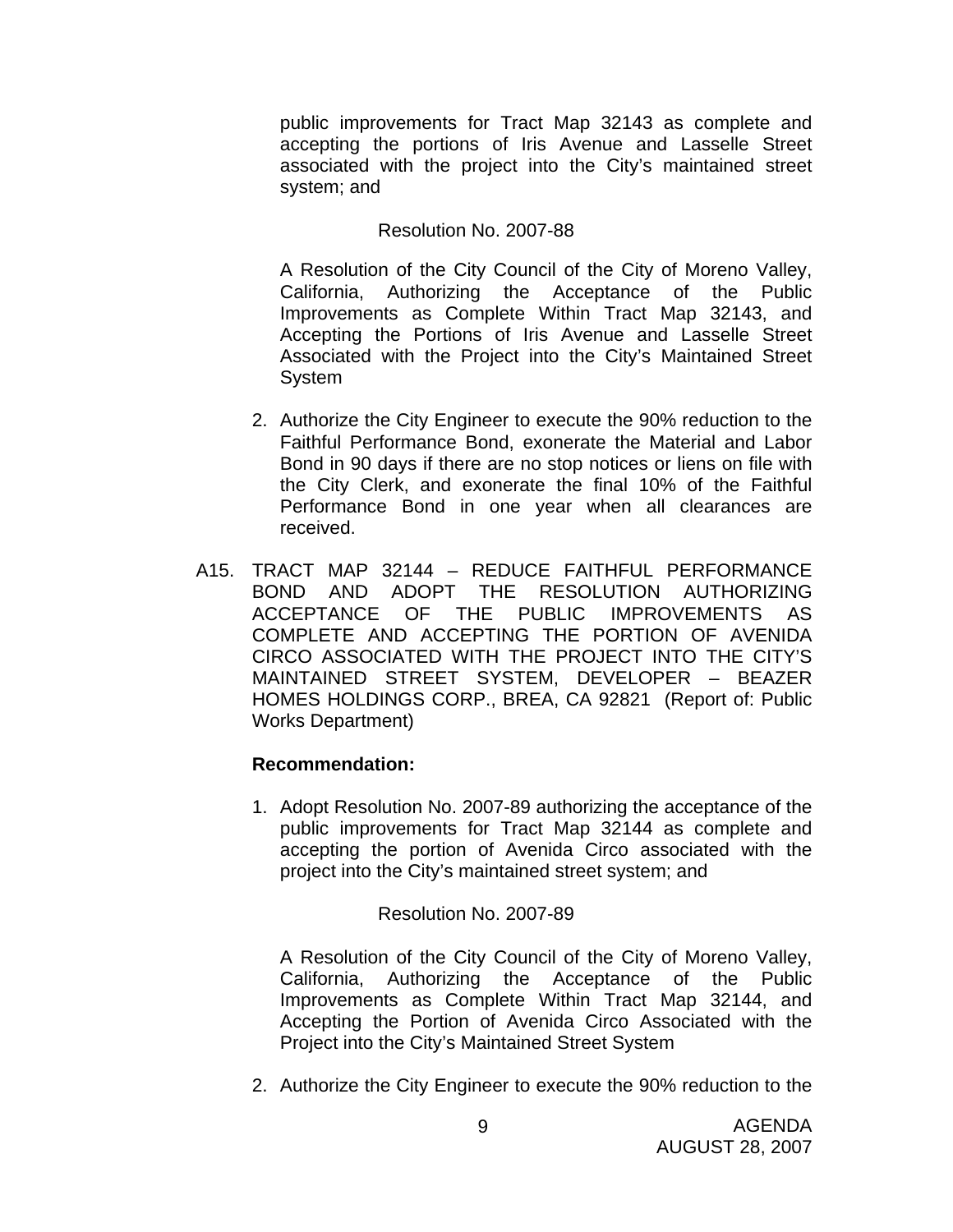public improvements for Tract Map 32143 as complete and accepting the portions of Iris Avenue and Lasselle Street associated with the project into the City's maintained street system; and

Resolution No. 2007-88

A Resolution of the City Council of the City of Moreno Valley, California, Authorizing the Acceptance of the Public Improvements as Complete Within Tract Map 32143, and Accepting the Portions of Iris Avenue and Lasselle Street Associated with the Project into the City's Maintained Street System

2. Authorize the City Engineer to execute the 90% reduction to the Faithful Performance Bond, exonerate the Material and Labor Bond in 90 days if there are no stop notices or liens on file with the City Clerk, and exonerate the final 10% of the Faithful Performance Bond in one year when all clearances are received.

A15. TRACT MAP 32144 – REDUCE FAITHFUL PERFORMANCE BOND AND ADOPT THE RESOLUTION AUTHORIZING ACCEPTANCE OF THE PUBLIC IMPROVEMENTS AS COMPLETE AND ACCEPTING THE PORTION OF AVENIDA CIRCO ASSOCIATED WITH THE PROJECT INTO THE CITY'S MAINTAINED STREET SYSTEM, DEVELOPER – BEAZER HOMES HOLDINGS CORP., BREA, CA 92821 (Report of: Public Works Department)

**Recommendation:**

1. Adopt Resolution No. 2007-89 authorizing the acceptance of the public improvements for Tract Map 32144 as complete and accepting the portion of Avenida Circo associated with the project into the City's maintained street system; and

Resolution No. 2007-89

A Resolution of the City Council of the City of Moreno Valley, California, Authorizing the Acceptance of the Public Improvements as Complete Within Tract Map 32144, and Accepting the Portion of Avenida Circo Associated with the Project into the City's Maintained Street System

2. Authorize the City Engineer to execute the 90% reduction to the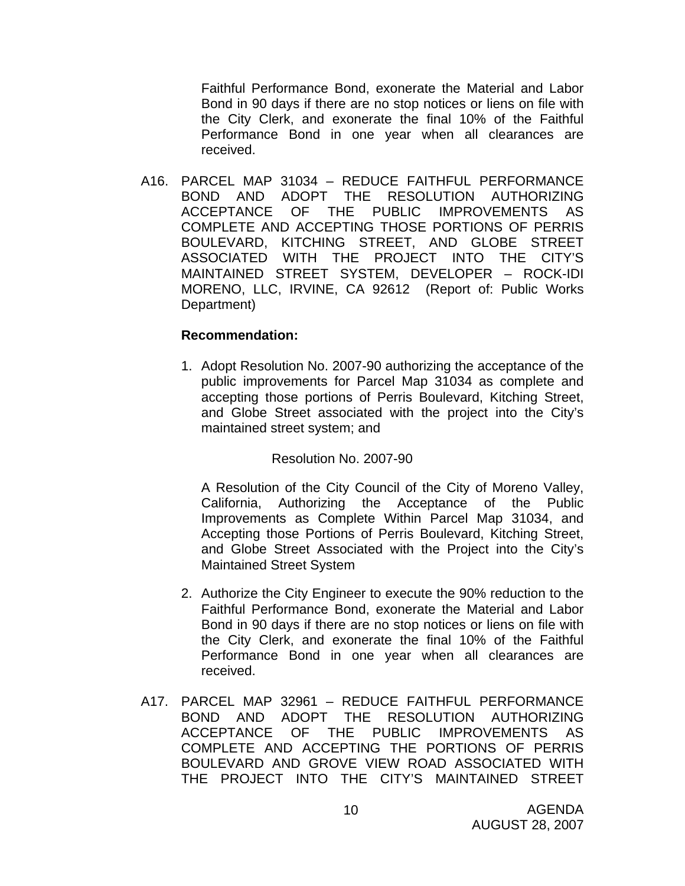Faithful Performance Bond, exonerate the Material and Labor Bond in 90 days if there are no stop notices or liens on file with the City Clerk, and exonerate the final 10% of the Faithful Performance Bond in one year when all clearances are received.

A16. PARCEL MAP 31034 – REDUCE FAITHFUL PERFORMANCE BOND AND ADOPT THE RESOLUTION AUTHORIZING ACCEPTANCE OF THE PUBLIC IMPROVEMENTS AS COMPLETE AND ACCEPTING THOSE PORTIONS OF PERRIS BOULEVARD, KITCHING STREET, AND GLOBE STREET ASSOCIATED WITH THE PROJECT INTO THE CITY'S MAINTAINED STREET SYSTEM, DEVELOPER – ROCK-IDI MORENO, LLC, IRVINE, CA 92612 (Report of: Public Works Department)

**Recommendation:**

1. Adopt Resolution No. 2007-90 authorizing the acceptance of the public improvements for Parcel Map 31034 as complete and accepting those portions of Perris Boulevard, Kitching Street, and Globe Street associated with the project into the City's maintained street system; and

   Resolution No. 2007-90

   A Resolution of the City Council of the City of Moreno Valley, California, Authorizing the Acceptance of the Public Improvements as Complete Within Parcel Map 31034, and Accepting those Portions of Perris Boulevard, Kitching Street, and Globe Street Associated with the Project into the City's Maintained Street System

2. Authorize the City Engineer to execute the 90% reduction to the Faithful Performance Bond, exonerate the Material and Labor Bond in 90 days if there are no stop notices or liens on file with the City Clerk, and exonerate the final 10% of the Faithful Performance Bond in one year when all clearances are received.

A17. PARCEL MAP 32961 – REDUCE FAITHFUL PERFORMANCE BOND AND ADOPT THE RESOLUTION AUTHORIZING ACCEPTANCE OF THE PUBLIC IMPROVEMENTS AS COMPLETE AND ACCEPTING THE PORTIONS OF PERRIS BOULEVARD AND GROVE VIEW ROAD ASSOCIATED WITH THE PROJECT INTO THE CITY'S MAINTAINED STREET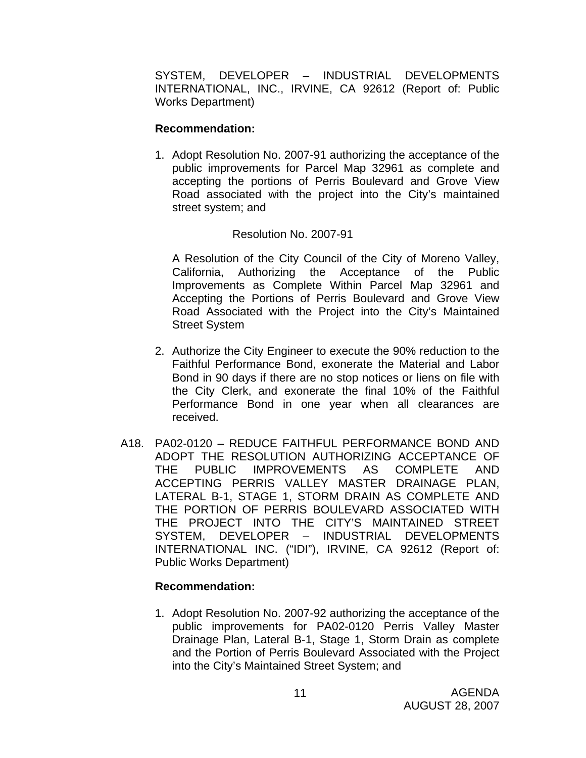SYSTEM, DEVELOPER – INDUSTRIAL DEVELOPMENTS INTERNATIONAL, INC., IRVINE, CA 92612 (Report of: Public Works Department)

**Recommendation:**

1. Adopt Resolution No. 2007-91 authorizing the acceptance of the public improvements for Parcel Map 32961 as complete and accepting the portions of Perris Boulevard and Grove View Road associated with the project into the City's maintained street system; and

   Resolution No. 2007-91

   A Resolution of the City Council of the City of Moreno Valley, California, Authorizing the Acceptance of the Public Improvements as Complete Within Parcel Map 32961 and Accepting the Portions of Perris Boulevard and Grove View Road Associated with the Project into the City's Maintained Street System

2. Authorize the City Engineer to execute the 90% reduction to the Faithful Performance Bond, exonerate the Material and Labor Bond in 90 days if there are no stop notices or liens on file with the City Clerk, and exonerate the final 10% of the Faithful Performance Bond in one year when all clearances are received.

A18. PA02-0120 – REDUCE FAITHFUL PERFORMANCE BOND AND ADOPT THE RESOLUTION AUTHORIZING ACCEPTANCE OF THE PUBLIC IMPROVEMENTS AS COMPLETE AND ACCEPTING PERRIS VALLEY MASTER DRAINAGE PLAN, LATERAL B-1, STAGE 1, STORM DRAIN AS COMPLETE AND THE PORTION OF PERRIS BOULEVARD ASSOCIATED WITH THE PROJECT INTO THE CITY'S MAINTAINED STREET SYSTEM, DEVELOPER – INDUSTRIAL DEVELOPMENTS INTERNATIONAL INC. ("IDI"), IRVINE, CA 92612 (Report of: Public Works Department)

**Recommendation:**

1. Adopt Resolution No. 2007-92 authorizing the acceptance of the public improvements for PA02-0120 Perris Valley Master Drainage Plan, Lateral B-1, Stage 1, Storm Drain as complete and the Portion of Perris Boulevard Associated with the Project into the City's Maintained Street System; and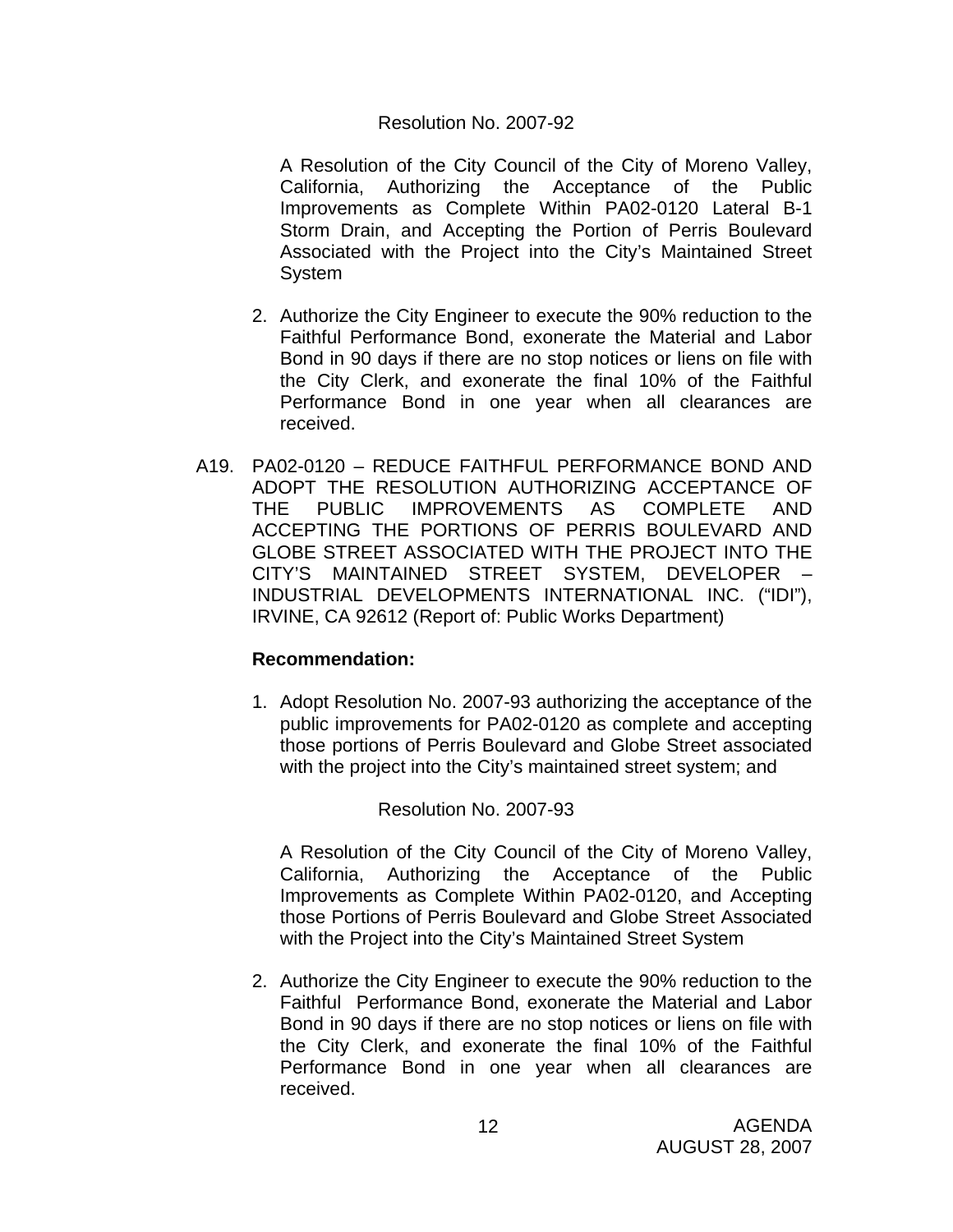Resolution No. 2007-92

A Resolution of the City Council of the City of Moreno Valley, California, Authorizing the Acceptance of the Public Improvements as Complete Within PA02-0120 Lateral B-1 Storm Drain, and Accepting the Portion of Perris Boulevard Associated with the Project into the City's Maintained Street System

2. Authorize the City Engineer to execute the 90% reduction to the Faithful Performance Bond, exonerate the Material and Labor Bond in 90 days if there are no stop notices or liens on file with the City Clerk, and exonerate the final 10% of the Faithful Performance Bond in one year when all clearances are received.

A19. PA02-0120 – REDUCE FAITHFUL PERFORMANCE BOND AND ADOPT THE RESOLUTION AUTHORIZING ACCEPTANCE OF THE PUBLIC IMPROVEMENTS AS COMPLETE AND ACCEPTING THE PORTIONS OF PERRIS BOULEVARD AND GLOBE STREET ASSOCIATED WITH THE PROJECT INTO THE CITY'S MAINTAINED STREET SYSTEM, DEVELOPER – INDUSTRIAL DEVELOPMENTS INTERNATIONAL INC. ("IDI"), IRVINE, CA 92612 (Report of: Public Works Department)

**Recommendation:**

1. Adopt Resolution No. 2007-93 authorizing the acceptance of the public improvements for PA02-0120 as complete and accepting those portions of Perris Boulevard and Globe Street associated with the project into the City's maintained street system; and

Resolution No. 2007-93

A Resolution of the City Council of the City of Moreno Valley, California, Authorizing the Acceptance of the Public Improvements as Complete Within PA02-0120, and Accepting those Portions of Perris Boulevard and Globe Street Associated with the Project into the City's Maintained Street System

2. Authorize the City Engineer to execute the 90% reduction to the Faithful Performance Bond, exonerate the Material and Labor Bond in 90 days if there are no stop notices or liens on file with the City Clerk, and exonerate the final 10% of the Faithful Performance Bond in one year when all clearances are received.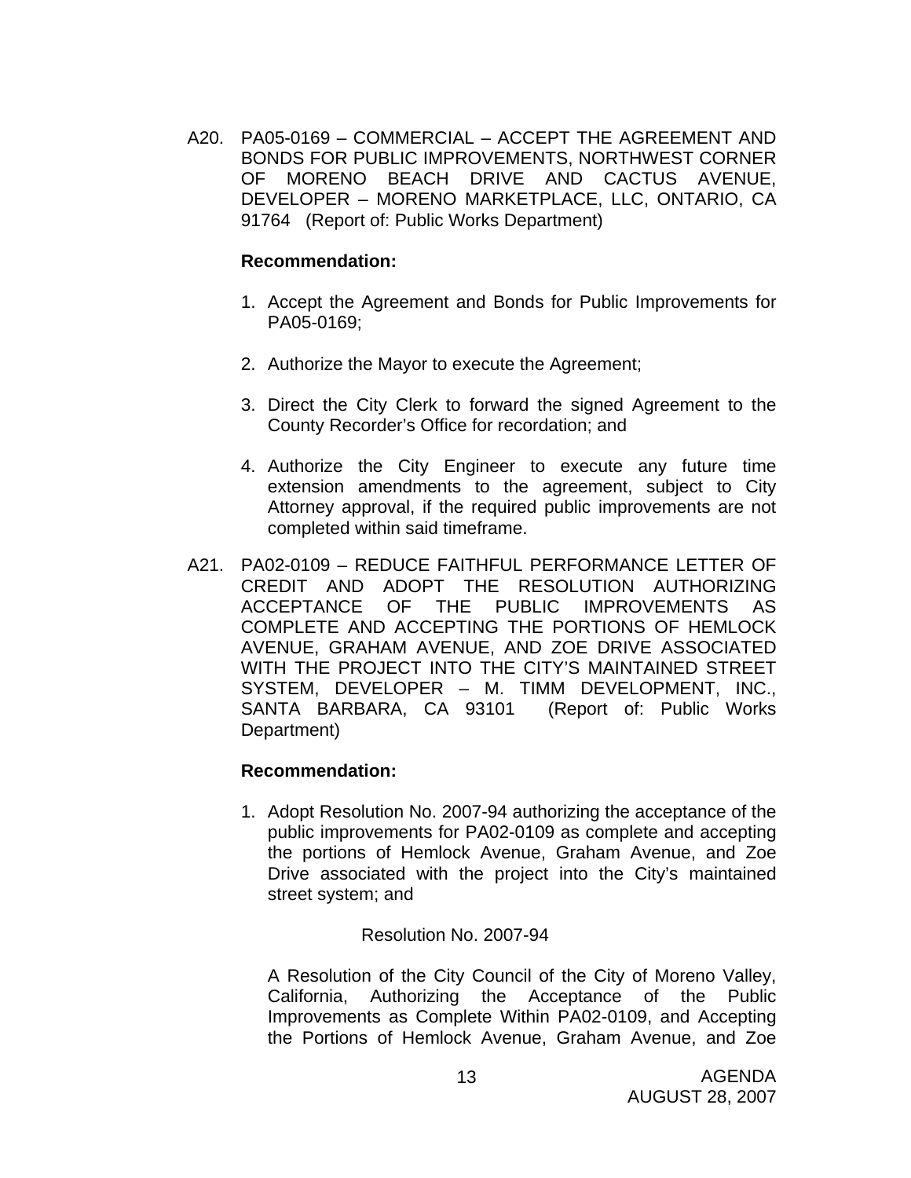A20. PA05-0169 – COMMERCIAL – ACCEPT THE AGREEMENT AND BONDS FOR PUBLIC IMPROVEMENTS, NORTHWEST CORNER OF MORENO BEACH DRIVE AND CACTUS AVENUE, DEVELOPER – MORENO MARKETPLACE, LLC, ONTARIO, CA 91764 (Report of: Public Works Department)

**Recommendation:**

1. Accept the Agreement and Bonds for Public Improvements for PA05-0169;
2. Authorize the Mayor to execute the Agreement;
3. Direct the City Clerk to forward the signed Agreement to the County Recorder's Office for recordation; and
4. Authorize the City Engineer to execute any future time extension amendments to the agreement, subject to City Attorney approval, if the required public improvements are not completed within said timeframe.

A21. PA02-0109 – REDUCE FAITHFUL PERFORMANCE LETTER OF CREDIT AND ADOPT THE RESOLUTION AUTHORIZING ACCEPTANCE OF THE PUBLIC IMPROVEMENTS AS COMPLETE AND ACCEPTING THE PORTIONS OF HEMLOCK AVENUE, GRAHAM AVENUE, AND ZOE DRIVE ASSOCIATED WITH THE PROJECT INTO THE CITY'S MAINTAINED STREET SYSTEM, DEVELOPER – M. TIMM DEVELOPMENT, INC., SANTA BARBARA, CA 93101 (Report of: Public Works Department)

**Recommendation:**

1. Adopt Resolution No. 2007-94 authorizing the acceptance of the public improvements for PA02-0109 as complete and accepting the portions of Hemlock Avenue, Graham Avenue, and Zoe Drive associated with the project into the City's maintained street system; and

   Resolution No. 2007-94

   A Resolution of the City Council of the City of Moreno Valley, California, Authorizing the Acceptance of the Public Improvements as Complete Within PA02-0109, and Accepting the Portions of Hemlock Avenue, Graham Avenue, and Zoe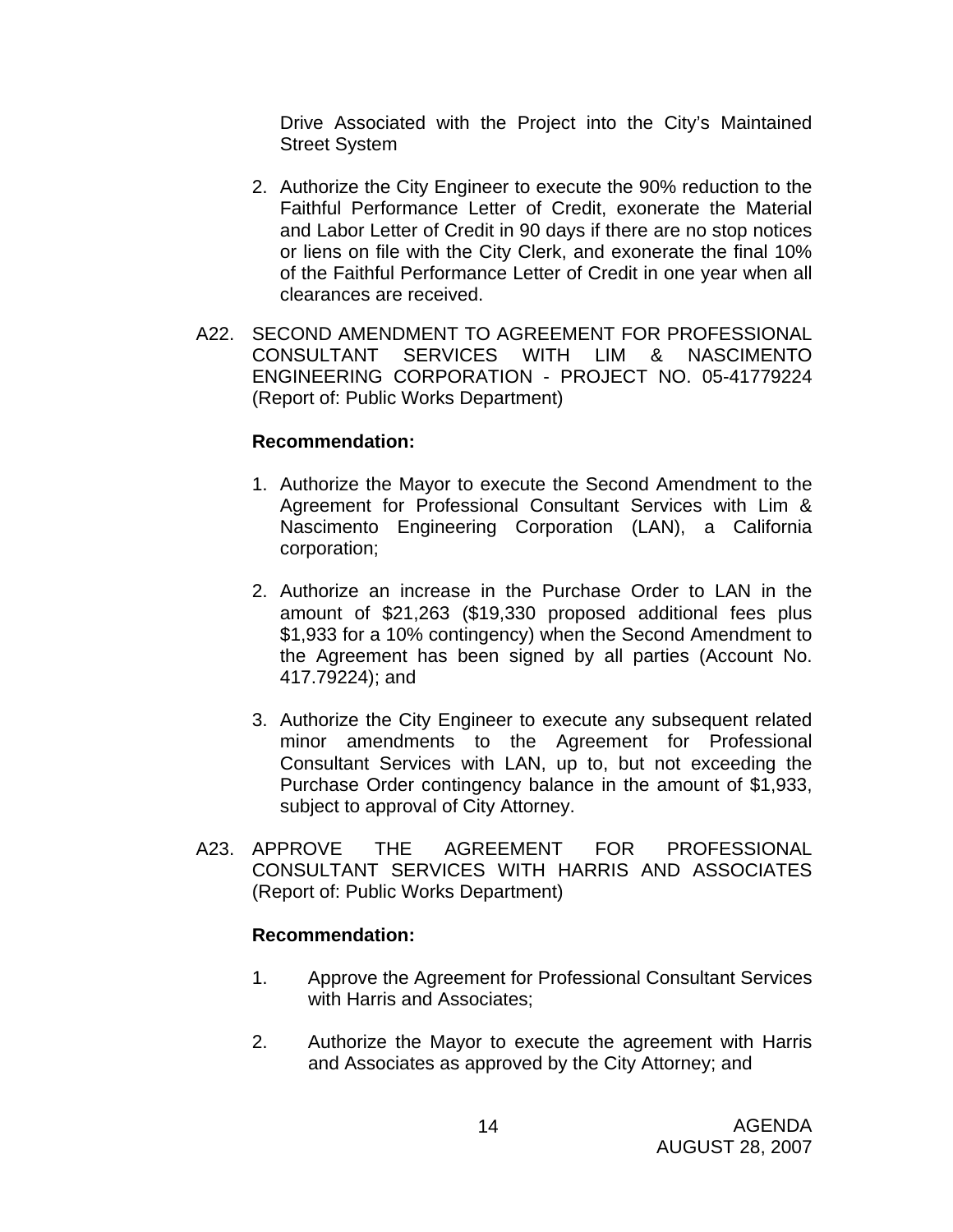Drive Associated with the Project into the City's Maintained Street System

2. Authorize the City Engineer to execute the 90% reduction to the Faithful Performance Letter of Credit, exonerate the Material and Labor Letter of Credit in 90 days if there are no stop notices or liens on file with the City Clerk, and exonerate the final 10% of the Faithful Performance Letter of Credit in one year when all clearances are received.

A22. SECOND AMENDMENT TO AGREEMENT FOR PROFESSIONAL CONSULTANT SERVICES WITH LIM & NASCIMENTO ENGINEERING CORPORATION - PROJECT NO. 05-41779224 (Report of: Public Works Department)

**Recommendation:**

1. Authorize the Mayor to execute the Second Amendment to the Agreement for Professional Consultant Services with Lim & Nascimento Engineering Corporation (LAN), a California corporation;

2. Authorize an increase in the Purchase Order to LAN in the amount of $21,263 ($19,330 proposed additional fees plus $1,933 for a 10% contingency) when the Second Amendment to the Agreement has been signed by all parties (Account No. 417.79224); and

3. Authorize the City Engineer to execute any subsequent related minor amendments to the Agreement for Professional Consultant Services with LAN, up to, but not exceeding the Purchase Order contingency balance in the amount of $1,933, subject to approval of City Attorney.

A23. APPROVE THE AGREEMENT FOR PROFESSIONAL CONSULTANT SERVICES WITH HARRIS AND ASSOCIATES (Report of: Public Works Department)

**Recommendation:**

1. Approve the Agreement for Professional Consultant Services with Harris and Associates;

2. Authorize the Mayor to execute the agreement with Harris and Associates as approved by the City Attorney; and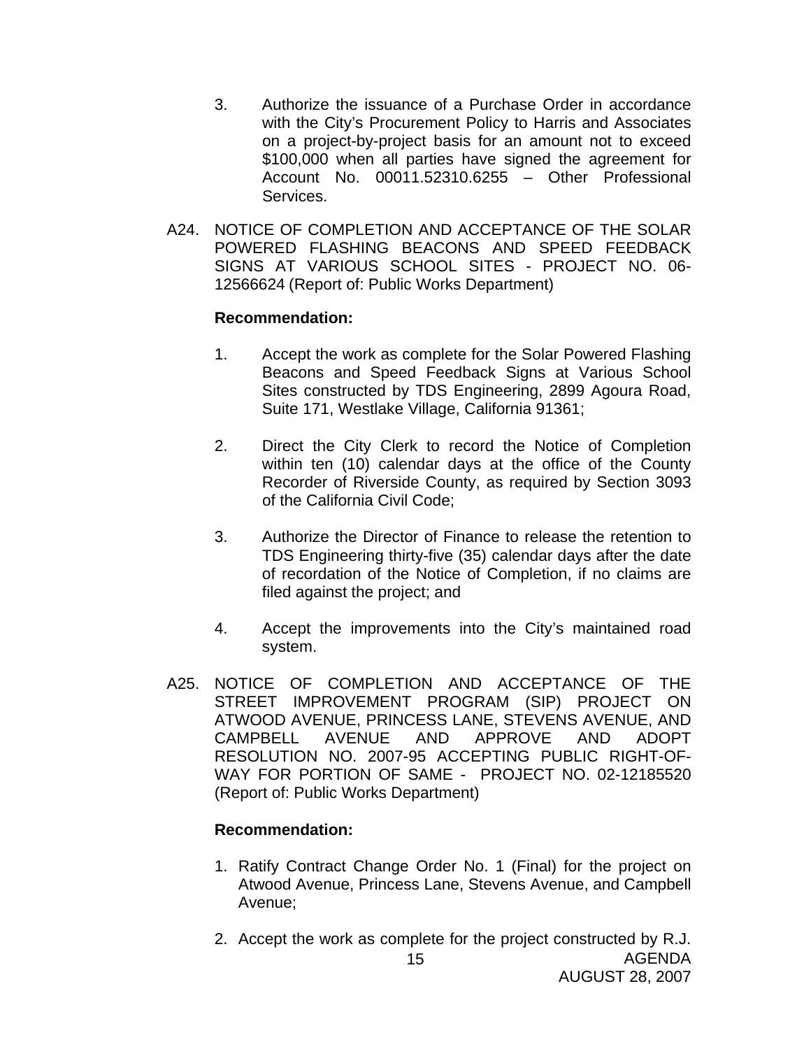3. Authorize the issuance of a Purchase Order in accordance with the City's Procurement Policy to Harris and Associates on a project-by-project basis for an amount not to exceed $100,000 when all parties have signed the agreement for Account No. 00011.52310.6255 – Other Professional Services.

A24. NOTICE OF COMPLETION AND ACCEPTANCE OF THE SOLAR POWERED FLASHING BEACONS AND SPEED FEEDBACK SIGNS AT VARIOUS SCHOOL SITES - PROJECT NO. 06-12566624 (Report of: Public Works Department)

**Recommendation:**

1. Accept the work as complete for the Solar Powered Flashing Beacons and Speed Feedback Signs at Various School Sites constructed by TDS Engineering, 2899 Agoura Road, Suite 171, Westlake Village, California 91361;

2. Direct the City Clerk to record the Notice of Completion within ten (10) calendar days at the office of the County Recorder of Riverside County, as required by Section 3093 of the California Civil Code;

3. Authorize the Director of Finance to release the retention to TDS Engineering thirty-five (35) calendar days after the date of recordation of the Notice of Completion, if no claims are filed against the project; and

4. Accept the improvements into the City's maintained road system.

A25. NOTICE OF COMPLETION AND ACCEPTANCE OF THE STREET IMPROVEMENT PROGRAM (SIP) PROJECT ON ATWOOD AVENUE, PRINCESS LANE, STEVENS AVENUE, AND CAMPBELL AVENUE AND APPROVE AND ADOPT RESOLUTION NO. 2007-95 ACCEPTING PUBLIC RIGHT-OF-WAY FOR PORTION OF SAME - PROJECT NO. 02-12185520 (Report of: Public Works Department)

**Recommendation:**

1. Ratify Contract Change Order No. 1 (Final) for the project on Atwood Avenue, Princess Lane, Stevens Avenue, and Campbell Avenue;

2. Accept the work as complete for the project constructed by R.J.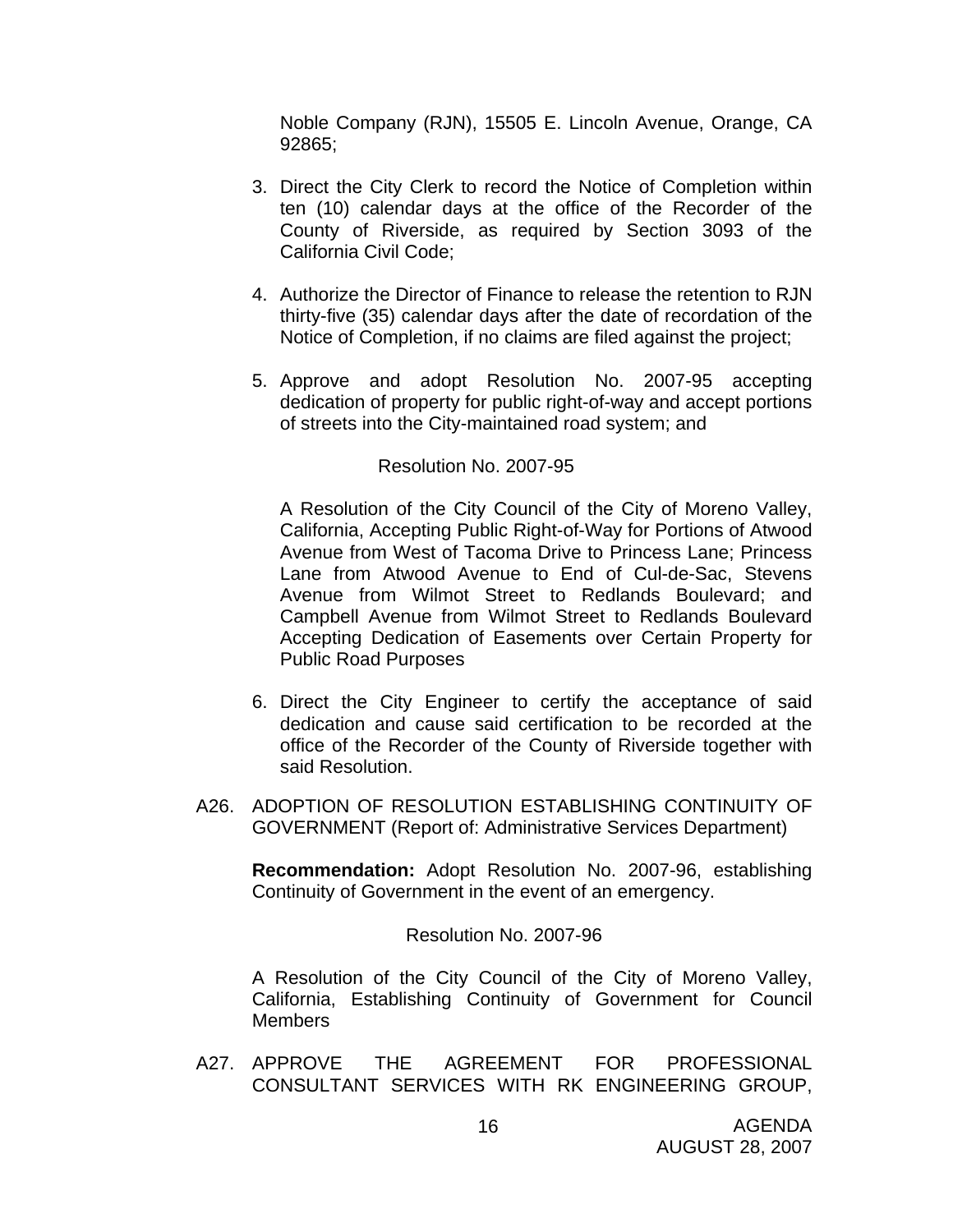Noble Company (RJN), 15505 E. Lincoln Avenue, Orange, CA 92865;

3. Direct the City Clerk to record the Notice of Completion within ten (10) calendar days at the office of the Recorder of the County of Riverside, as required by Section 3093 of the California Civil Code;

4. Authorize the Director of Finance to release the retention to RJN thirty-five (35) calendar days after the date of recordation of the Notice of Completion, if no claims are filed against the project;

5. Approve and adopt Resolution No. 2007-95 accepting dedication of property for public right-of-way and accept portions of streets into the City-maintained road system; and

   Resolution No. 2007-95

   A Resolution of the City Council of the City of Moreno Valley, California, Accepting Public Right-of-Way for Portions of Atwood Avenue from West of Tacoma Drive to Princess Lane; Princess Lane from Atwood Avenue to End of Cul-de-Sac, Stevens Avenue from Wilmot Street to Redlands Boulevard; and Campbell Avenue from Wilmot Street to Redlands Boulevard Accepting Dedication of Easements over Certain Property for Public Road Purposes

6. Direct the City Engineer to certify the acceptance of said dedication and cause said certification to be recorded at the office of the Recorder of the County of Riverside together with said Resolution.

A26. ADOPTION OF RESOLUTION ESTABLISHING CONTINUITY OF GOVERNMENT (Report of: Administrative Services Department)

**Recommendation:** Adopt Resolution No. 2007-96, establishing Continuity of Government in the event of an emergency.

Resolution No. 2007-96

A Resolution of the City Council of the City of Moreno Valley, California, Establishing Continuity of Government for Council Members

A27. APPROVE THE AGREEMENT FOR PROFESSIONAL CONSULTANT SERVICES WITH RK ENGINEERING GROUP,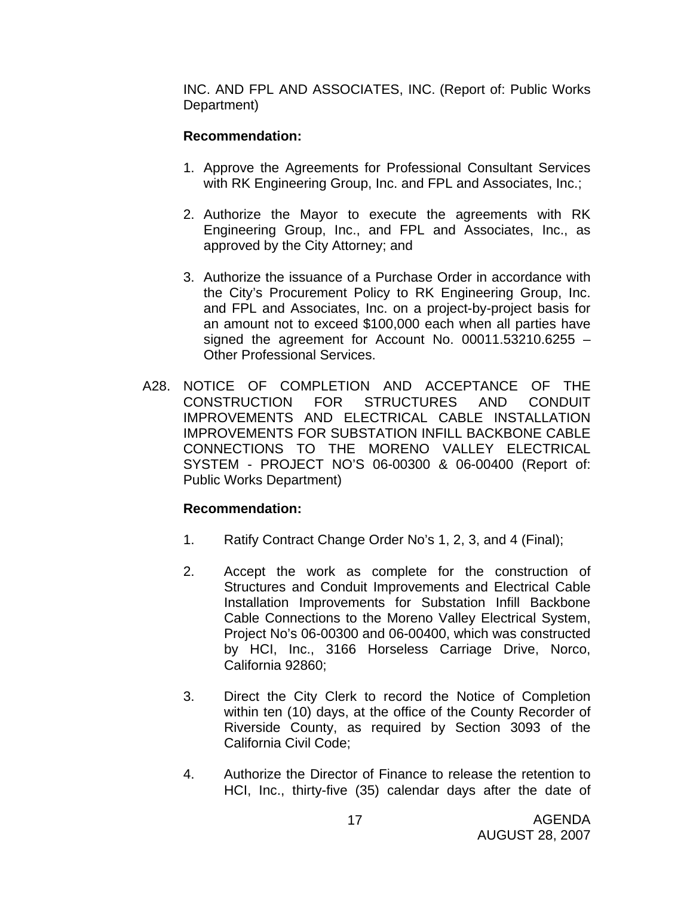INC. AND FPL AND ASSOCIATES, INC. (Report of: Public Works Department)

**Recommendation:**

1. Approve the Agreements for Professional Consultant Services with RK Engineering Group, Inc. and FPL and Associates, Inc.;

2. Authorize the Mayor to execute the agreements with RK Engineering Group, Inc., and FPL and Associates, Inc., as approved by the City Attorney; and

3. Authorize the issuance of a Purchase Order in accordance with the City's Procurement Policy to RK Engineering Group, Inc. and FPL and Associates, Inc. on a project-by-project basis for an amount not to exceed $100,000 each when all parties have signed the agreement for Account No. 00011.53210.6255 – Other Professional Services.

A28. NOTICE OF COMPLETION AND ACCEPTANCE OF THE CONSTRUCTION FOR STRUCTURES AND CONDUIT IMPROVEMENTS AND ELECTRICAL CABLE INSTALLATION IMPROVEMENTS FOR SUBSTATION INFILL BACKBONE CABLE CONNECTIONS TO THE MORENO VALLEY ELECTRICAL SYSTEM - PROJECT NO'S 06-00300 & 06-00400 (Report of: Public Works Department)

**Recommendation:**

1. Ratify Contract Change Order No's 1, 2, 3, and 4 (Final);

2. Accept the work as complete for the construction of Structures and Conduit Improvements and Electrical Cable Installation Improvements for Substation Infill Backbone Cable Connections to the Moreno Valley Electrical System, Project No's 06-00300 and 06-00400, which was constructed by HCI, Inc., 3166 Horseless Carriage Drive, Norco, California 92860;

3. Direct the City Clerk to record the Notice of Completion within ten (10) days, at the office of the County Recorder of Riverside County, as required by Section 3093 of the California Civil Code;

4. Authorize the Director of Finance to release the retention to HCI, Inc., thirty-five (35) calendar days after the date of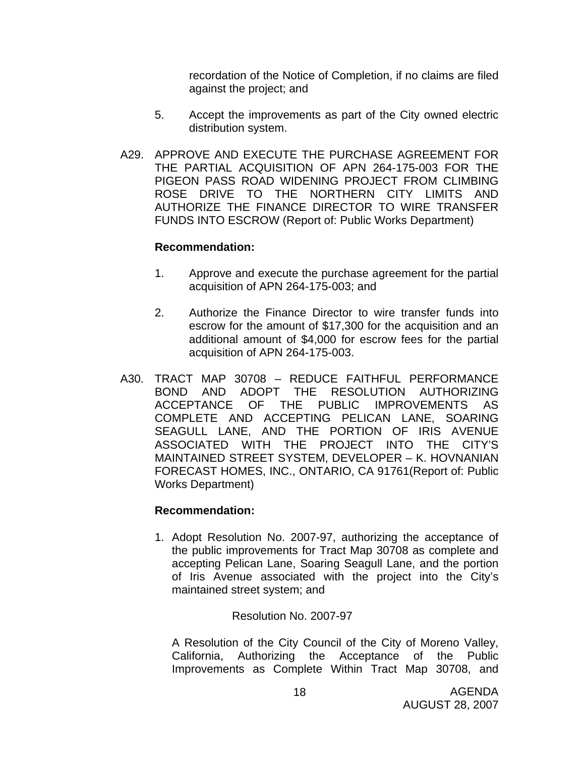recordation of the Notice of Completion, if no claims are filed against the project; and

5. Accept the improvements as part of the City owned electric distribution system.

A29. APPROVE AND EXECUTE THE PURCHASE AGREEMENT FOR THE PARTIAL ACQUISITION OF APN 264-175-003 FOR THE PIGEON PASS ROAD WIDENING PROJECT FROM CLIMBING ROSE DRIVE TO THE NORTHERN CITY LIMITS AND AUTHORIZE THE FINANCE DIRECTOR TO WIRE TRANSFER FUNDS INTO ESCROW (Report of: Public Works Department)

**Recommendation:**

1. Approve and execute the purchase agreement for the partial acquisition of APN 264-175-003; and

2. Authorize the Finance Director to wire transfer funds into escrow for the amount of $17,300 for the acquisition and an additional amount of $4,000 for escrow fees for the partial acquisition of APN 264-175-003.

A30. TRACT MAP 30708 – REDUCE FAITHFUL PERFORMANCE BOND AND ADOPT THE RESOLUTION AUTHORIZING ACCEPTANCE OF THE PUBLIC IMPROVEMENTS AS COMPLETE AND ACCEPTING PELICAN LANE, SOARING SEAGULL LANE, AND THE PORTION OF IRIS AVENUE ASSOCIATED WITH THE PROJECT INTO THE CITY'S MAINTAINED STREET SYSTEM, DEVELOPER – K. HOVNANIAN FORECAST HOMES, INC., ONTARIO, CA 91761(Report of: Public Works Department)

**Recommendation:**

1. Adopt Resolution No. 2007-97, authorizing the acceptance of the public improvements for Tract Map 30708 as complete and accepting Pelican Lane, Soaring Seagull Lane, and the portion of Iris Avenue associated with the project into the City's maintained street system; and

Resolution No. 2007-97

A Resolution of the City Council of the City of Moreno Valley, California, Authorizing the Acceptance of the Public Improvements as Complete Within Tract Map 30708, and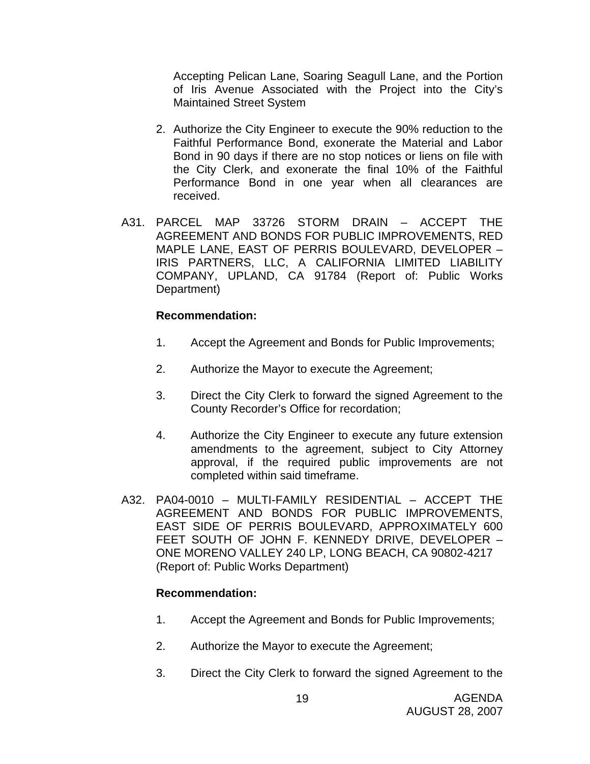Accepting Pelican Lane, Soaring Seagull Lane, and the Portion of Iris Avenue Associated with the Project into the City's Maintained Street System

2. Authorize the City Engineer to execute the 90% reduction to the Faithful Performance Bond, exonerate the Material and Labor Bond in 90 days if there are no stop notices or liens on file with the City Clerk, and exonerate the final 10% of the Faithful Performance Bond in one year when all clearances are received.

A31. PARCEL MAP 33726 STORM DRAIN – ACCEPT THE AGREEMENT AND BONDS FOR PUBLIC IMPROVEMENTS, RED MAPLE LANE, EAST OF PERRIS BOULEVARD, DEVELOPER – IRIS PARTNERS, LLC, A CALIFORNIA LIMITED LIABILITY COMPANY, UPLAND, CA 91784 (Report of: Public Works Department)

**Recommendation:**

1. Accept the Agreement and Bonds for Public Improvements;
2. Authorize the Mayor to execute the Agreement;
3. Direct the City Clerk to forward the signed Agreement to the County Recorder's Office for recordation;
4. Authorize the City Engineer to execute any future extension amendments to the agreement, subject to City Attorney approval, if the required public improvements are not completed within said timeframe.

A32. PA04-0010 – MULTI-FAMILY RESIDENTIAL – ACCEPT THE AGREEMENT AND BONDS FOR PUBLIC IMPROVEMENTS, EAST SIDE OF PERRIS BOULEVARD, APPROXIMATELY 600 FEET SOUTH OF JOHN F. KENNEDY DRIVE, DEVELOPER – ONE MORENO VALLEY 240 LP, LONG BEACH, CA 90802-4217 (Report of: Public Works Department)

**Recommendation:**

1. Accept the Agreement and Bonds for Public Improvements;
2. Authorize the Mayor to execute the Agreement;
3. Direct the City Clerk to forward the signed Agreement to the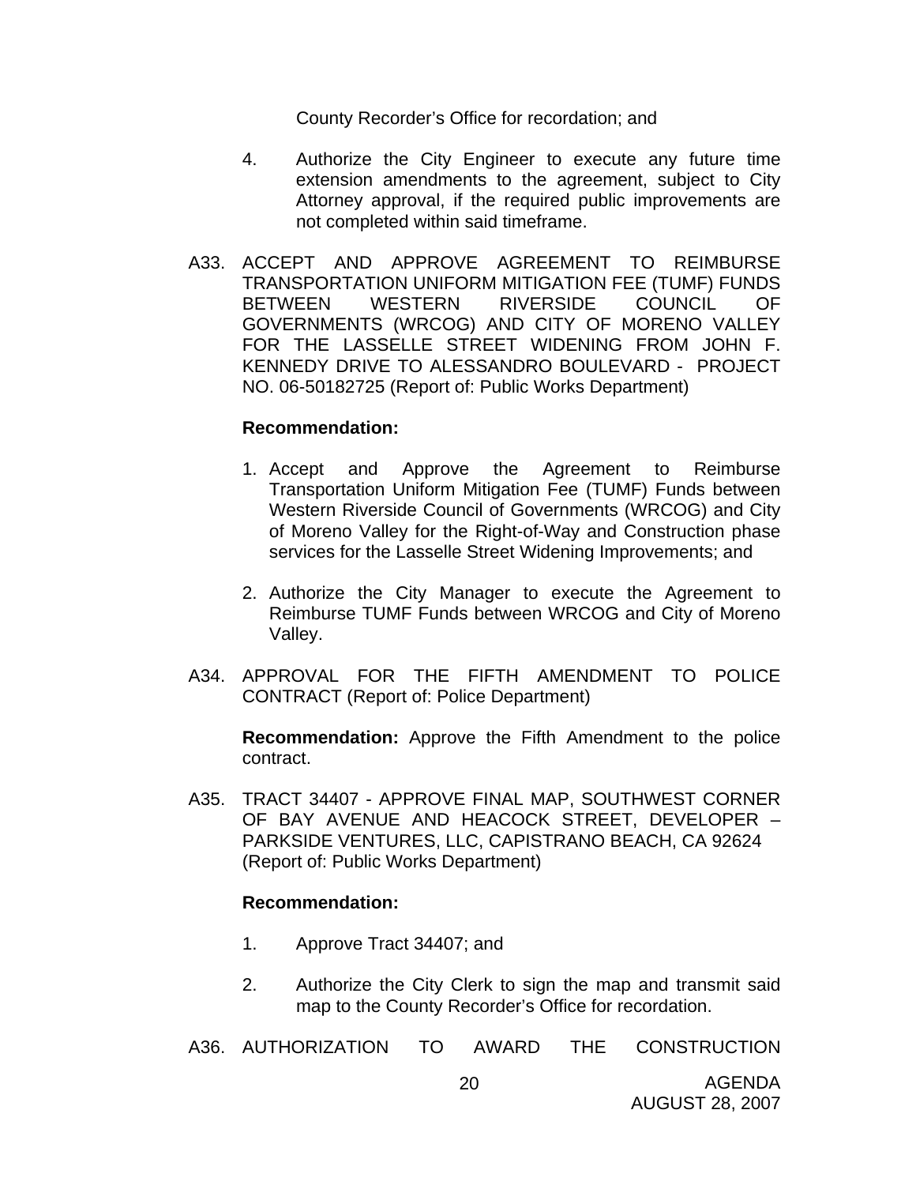County Recorder's Office for recordation; and

4. Authorize the City Engineer to execute any future time extension amendments to the agreement, subject to City Attorney approval, if the required public improvements are not completed within said timeframe.

A33. ACCEPT AND APPROVE AGREEMENT TO REIMBURSE TRANSPORTATION UNIFORM MITIGATION FEE (TUMF) FUNDS BETWEEN WESTERN RIVERSIDE COUNCIL OF GOVERNMENTS (WRCOG) AND CITY OF MORENO VALLEY FOR THE LASSELLE STREET WIDENING FROM JOHN F. KENNEDY DRIVE TO ALESSANDRO BOULEVARD - PROJECT NO. 06-50182725 (Report of: Public Works Department)

**Recommendation:**

1. Accept and Approve the Agreement to Reimburse Transportation Uniform Mitigation Fee (TUMF) Funds between Western Riverside Council of Governments (WRCOG) and City of Moreno Valley for the Right-of-Way and Construction phase services for the Lasselle Street Widening Improvements; and

2. Authorize the City Manager to execute the Agreement to Reimburse TUMF Funds between WRCOG and City of Moreno Valley.

A34. APPROVAL FOR THE FIFTH AMENDMENT TO POLICE CONTRACT (Report of: Police Department)

**Recommendation:** Approve the Fifth Amendment to the police contract.

A35. TRACT 34407 - APPROVE FINAL MAP, SOUTHWEST CORNER OF BAY AVENUE AND HEACOCK STREET, DEVELOPER – PARKSIDE VENTURES, LLC, CAPISTRANO BEACH, CA 92624 (Report of: Public Works Department)

**Recommendation:**

1. Approve Tract 34407; and

2. Authorize the City Clerk to sign the map and transmit said map to the County Recorder's Office for recordation.

A36. AUTHORIZATION TO AWARD THE CONSTRUCTION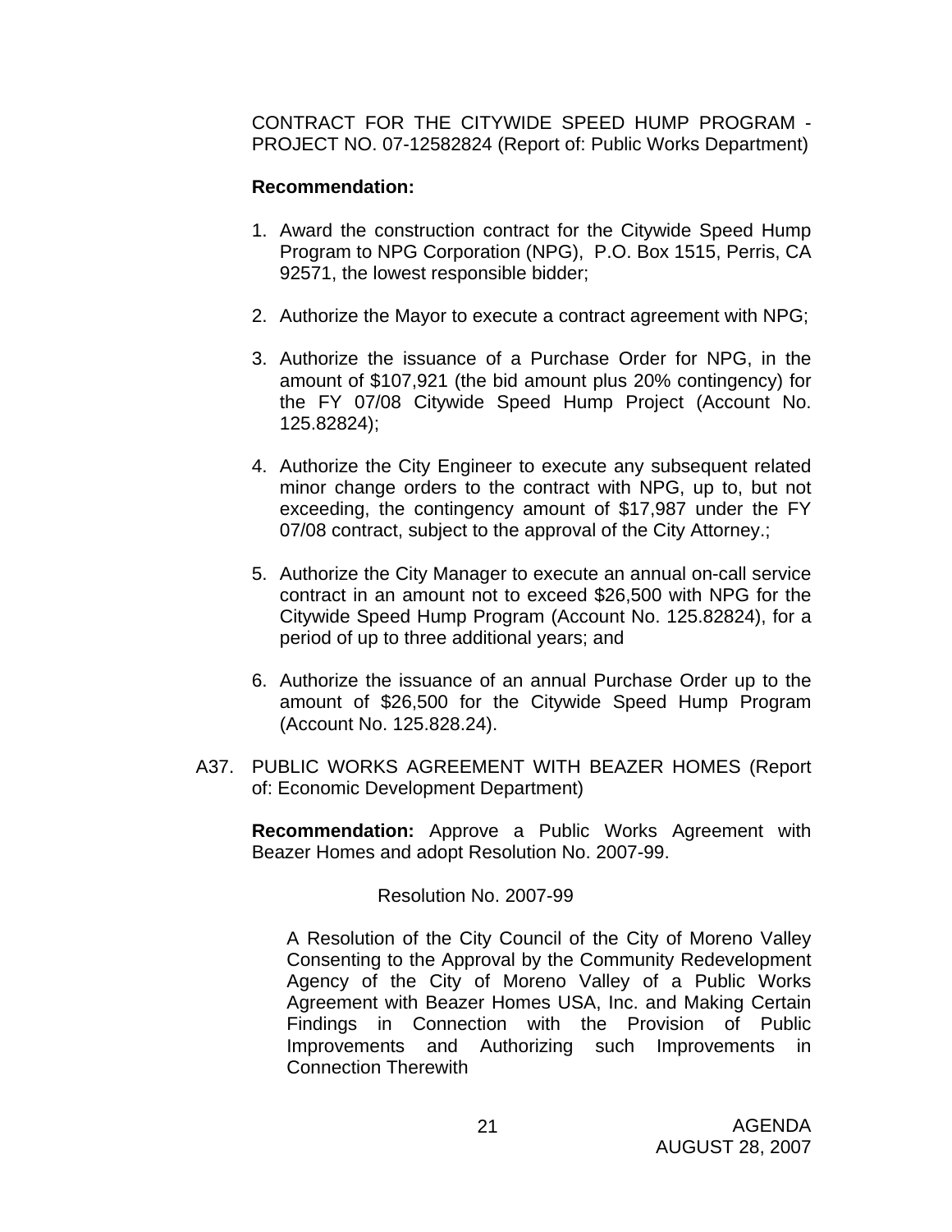CONTRACT FOR THE CITYWIDE SPEED HUMP PROGRAM - PROJECT NO. 07-12582824 (Report of: Public Works Department)

**Recommendation:**

1. Award the construction contract for the Citywide Speed Hump Program to NPG Corporation (NPG), P.O. Box 1515, Perris, CA 92571, the lowest responsible bidder;

2. Authorize the Mayor to execute a contract agreement with NPG;

3. Authorize the issuance of a Purchase Order for NPG, in the amount of $107,921 (the bid amount plus 20% contingency) for the FY 07/08 Citywide Speed Hump Project (Account No. 125.82824);

4. Authorize the City Engineer to execute any subsequent related minor change orders to the contract with NPG, up to, but not exceeding, the contingency amount of $17,987 under the FY 07/08 contract, subject to the approval of the City Attorney.;

5. Authorize the City Manager to execute an annual on-call service contract in an amount not to exceed $26,500 with NPG for the Citywide Speed Hump Program (Account No. 125.82824), for a period of up to three additional years; and

6. Authorize the issuance of an annual Purchase Order up to the amount of $26,500 for the Citywide Speed Hump Program (Account No. 125.828.24).

A37. PUBLIC WORKS AGREEMENT WITH BEAZER HOMES (Report of: Economic Development Department)

**Recommendation:** Approve a Public Works Agreement with Beazer Homes and adopt Resolution No. 2007-99.

Resolution No. 2007-99

A Resolution of the City Council of the City of Moreno Valley Consenting to the Approval by the Community Redevelopment Agency of the City of Moreno Valley of a Public Works Agreement with Beazer Homes USA, Inc. and Making Certain Findings in Connection with the Provision of Public Improvements and Authorizing such Improvements in Connection Therewith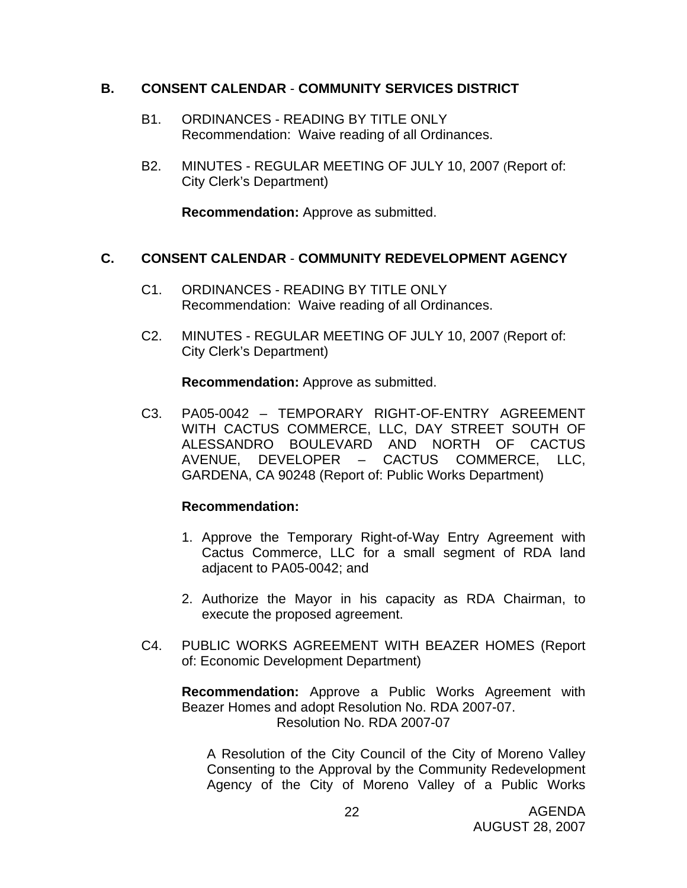## B. CONSENT CALENDAR - COMMUNITY SERVICES DISTRICT

B1. ORDINANCES - READING BY TITLE ONLY
Recommendation: Waive reading of all Ordinances.

B2. MINUTES - REGULAR MEETING OF JULY 10, 2007 (Report of: City Clerk's Department)

**Recommendation:** Approve as submitted.

## C. CONSENT CALENDAR - COMMUNITY REDEVELOPMENT AGENCY

C1. ORDINANCES - READING BY TITLE ONLY
Recommendation: Waive reading of all Ordinances.

C2. MINUTES - REGULAR MEETING OF JULY 10, 2007 (Report of: City Clerk's Department)

**Recommendation:** Approve as submitted.

C3. PA05-0042 – TEMPORARY RIGHT-OF-ENTRY AGREEMENT WITH CACTUS COMMERCE, LLC, DAY STREET SOUTH OF ALESSANDRO BOULEVARD AND NORTH OF CACTUS AVENUE, DEVELOPER – CACTUS COMMERCE, LLC, GARDENA, CA 90248 (Report of: Public Works Department)

**Recommendation:**

1. Approve the Temporary Right-of-Way Entry Agreement with Cactus Commerce, LLC for a small segment of RDA land adjacent to PA05-0042; and

2. Authorize the Mayor in his capacity as RDA Chairman, to execute the proposed agreement.

C4. PUBLIC WORKS AGREEMENT WITH BEAZER HOMES (Report of: Economic Development Department)

**Recommendation:** Approve a Public Works Agreement with Beazer Homes and adopt Resolution No. RDA 2007-07.

Resolution No. RDA 2007-07

A Resolution of the City Council of the City of Moreno Valley Consenting to the Approval by the Community Redevelopment Agency of the City of Moreno Valley of a Public Works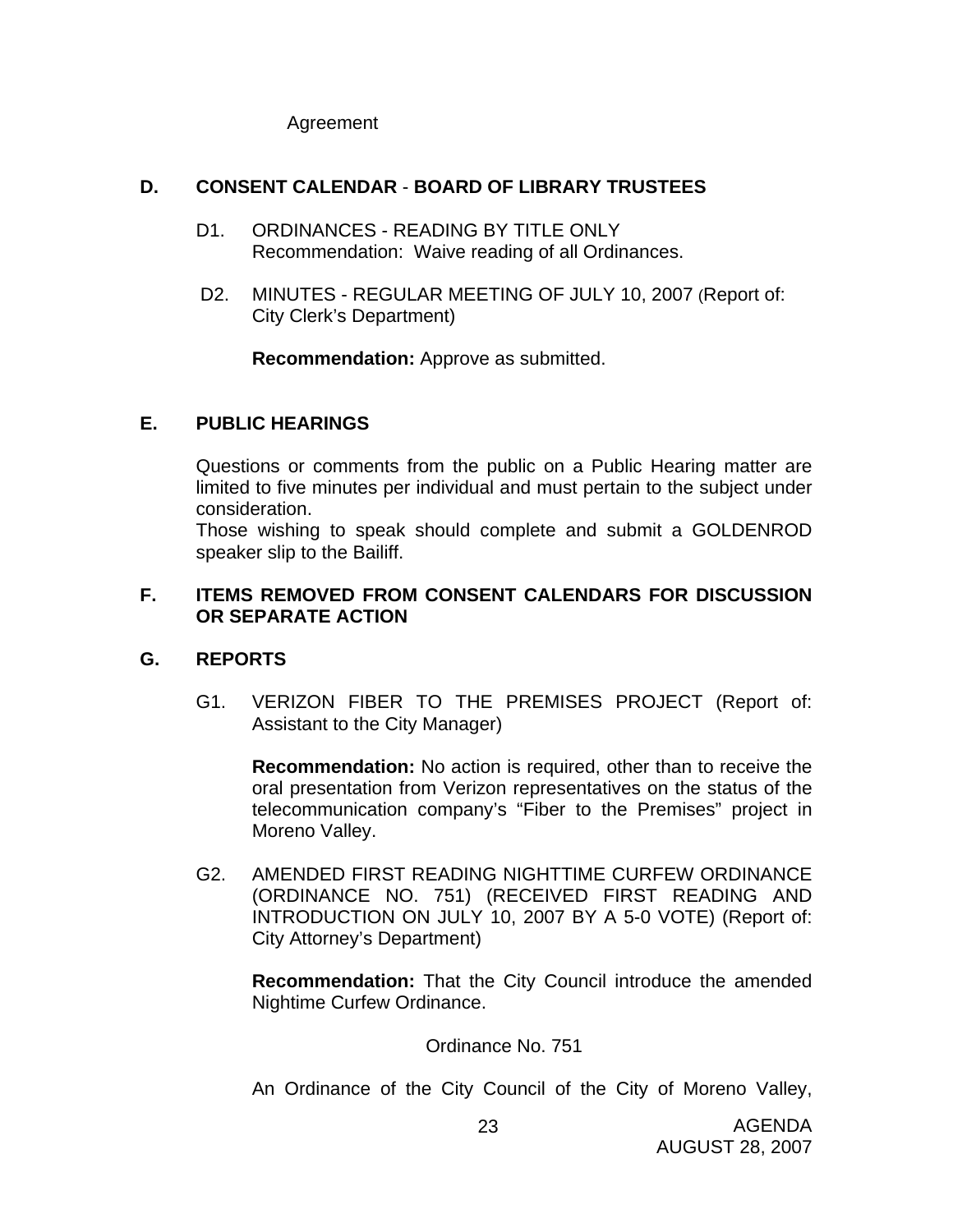Agreement

## D. CONSENT CALENDAR - BOARD OF LIBRARY TRUSTEES

D1. ORDINANCES - READING BY TITLE ONLY
Recommendation: Waive reading of all Ordinances.

D2. MINUTES - REGULAR MEETING OF JULY 10, 2007 (Report of: City Clerk's Department)

**Recommendation:** Approve as submitted.

## E. PUBLIC HEARINGS

Questions or comments from the public on a Public Hearing matter are limited to five minutes per individual and must pertain to the subject under consideration.
Those wishing to speak should complete and submit a GOLDENROD speaker slip to the Bailiff.

## F. ITEMS REMOVED FROM CONSENT CALENDARS FOR DISCUSSION OR SEPARATE ACTION

## G. REPORTS

G1. VERIZON FIBER TO THE PREMISES PROJECT (Report of: Assistant to the City Manager)

**Recommendation:** No action is required, other than to receive the oral presentation from Verizon representatives on the status of the telecommunication company's "Fiber to the Premises" project in Moreno Valley.

G2. AMENDED FIRST READING NIGHTTIME CURFEW ORDINANCE (ORDINANCE NO. 751) (RECEIVED FIRST READING AND INTRODUCTION ON JULY 10, 2007 BY A 5-0 VOTE) (Report of: City Attorney's Department)

**Recommendation:** That the City Council introduce the amended Nightime Curfew Ordinance.

Ordinance No. 751

An Ordinance of the City Council of the City of Moreno Valley,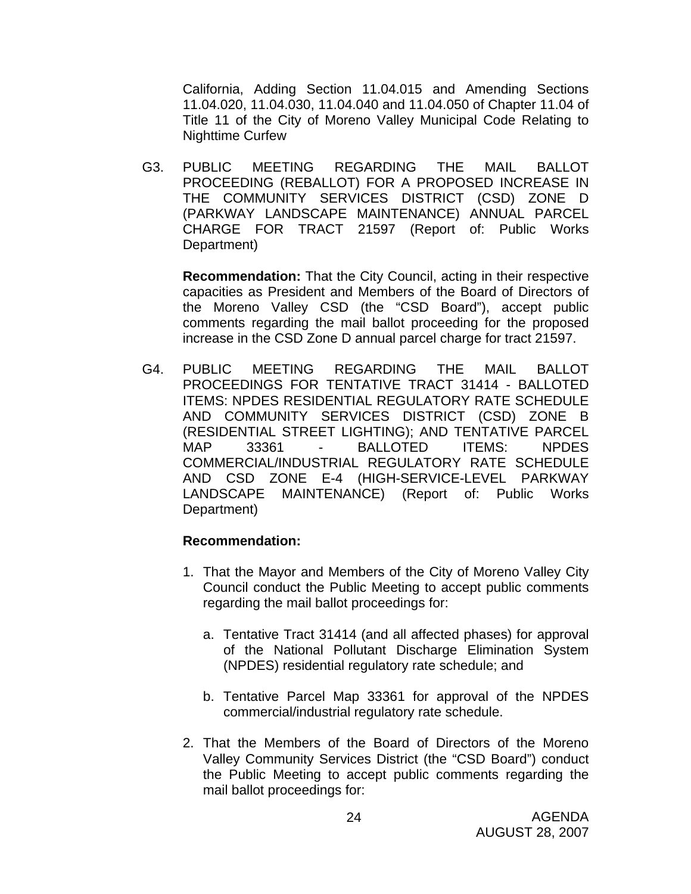California, Adding Section 11.04.015 and Amending Sections 11.04.020, 11.04.030, 11.04.040 and 11.04.050 of Chapter 11.04 of Title 11 of the City of Moreno Valley Municipal Code Relating to Nighttime Curfew

G3. PUBLIC MEETING REGARDING THE MAIL BALLOT PROCEEDING (REBALLOT) FOR A PROPOSED INCREASE IN THE COMMUNITY SERVICES DISTRICT (CSD) ZONE D (PARKWAY LANDSCAPE MAINTENANCE) ANNUAL PARCEL CHARGE FOR TRACT 21597 (Report of: Public Works Department)

**Recommendation:** That the City Council, acting in their respective capacities as President and Members of the Board of Directors of the Moreno Valley CSD (the "CSD Board"), accept public comments regarding the mail ballot proceeding for the proposed increase in the CSD Zone D annual parcel charge for tract 21597.

G4. PUBLIC MEETING REGARDING THE MAIL BALLOT PROCEEDINGS FOR TENTATIVE TRACT 31414 - BALLOTED ITEMS: NPDES RESIDENTIAL REGULATORY RATE SCHEDULE AND COMMUNITY SERVICES DISTRICT (CSD) ZONE B (RESIDENTIAL STREET LIGHTING); AND TENTATIVE PARCEL MAP 33361 - BALLOTED ITEMS: NPDES COMMERCIAL/INDUSTRIAL REGULATORY RATE SCHEDULE AND CSD ZONE E-4 (HIGH-SERVICE-LEVEL PARKWAY LANDSCAPE MAINTENANCE) (Report of: Public Works Department)

**Recommendation:**

1. That the Mayor and Members of the City of Moreno Valley City Council conduct the Public Meeting to accept public comments regarding the mail ballot proceedings for:

   a. Tentative Tract 31414 (and all affected phases) for approval of the National Pollutant Discharge Elimination System (NPDES) residential regulatory rate schedule; and

   b. Tentative Parcel Map 33361 for approval of the NPDES commercial/industrial regulatory rate schedule.

2. That the Members of the Board of Directors of the Moreno Valley Community Services District (the "CSD Board") conduct the Public Meeting to accept public comments regarding the mail ballot proceedings for: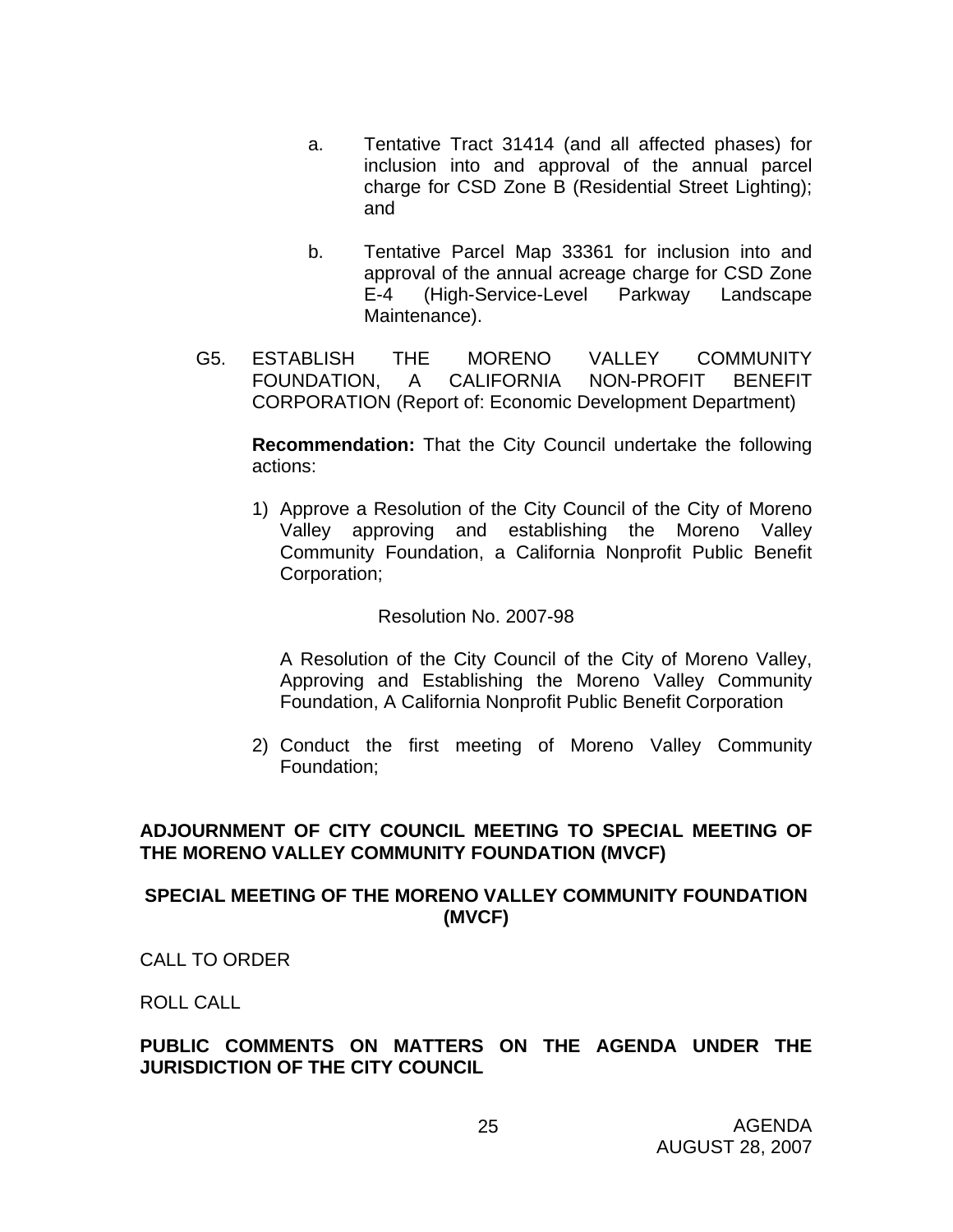a. Tentative Tract 31414 (and all affected phases) for inclusion into and approval of the annual parcel charge for CSD Zone B (Residential Street Lighting); and

b. Tentative Parcel Map 33361 for inclusion into and approval of the annual acreage charge for CSD Zone E-4 (High-Service-Level Parkway Landscape Maintenance).

G5. ESTABLISH THE MORENO VALLEY COMMUNITY FOUNDATION, A CALIFORNIA NON-PROFIT BENEFIT CORPORATION (Report of: Economic Development Department)

**Recommendation:** That the City Council undertake the following actions:

1) Approve a Resolution of the City Council of the City of Moreno Valley approving and establishing the Moreno Valley Community Foundation, a California Nonprofit Public Benefit Corporation;

Resolution No. 2007-98

A Resolution of the City Council of the City of Moreno Valley, Approving and Establishing the Moreno Valley Community Foundation, A California Nonprofit Public Benefit Corporation

2) Conduct the first meeting of Moreno Valley Community Foundation;

**ADJOURNMENT OF CITY COUNCIL MEETING TO SPECIAL MEETING OF THE MORENO VALLEY COMMUNITY FOUNDATION (MVCF)**

**SPECIAL MEETING OF THE MORENO VALLEY COMMUNITY FOUNDATION (MVCF)**

CALL TO ORDER

ROLL CALL

**PUBLIC COMMENTS ON MATTERS ON THE AGENDA UNDER THE JURISDICTION OF THE CITY COUNCIL**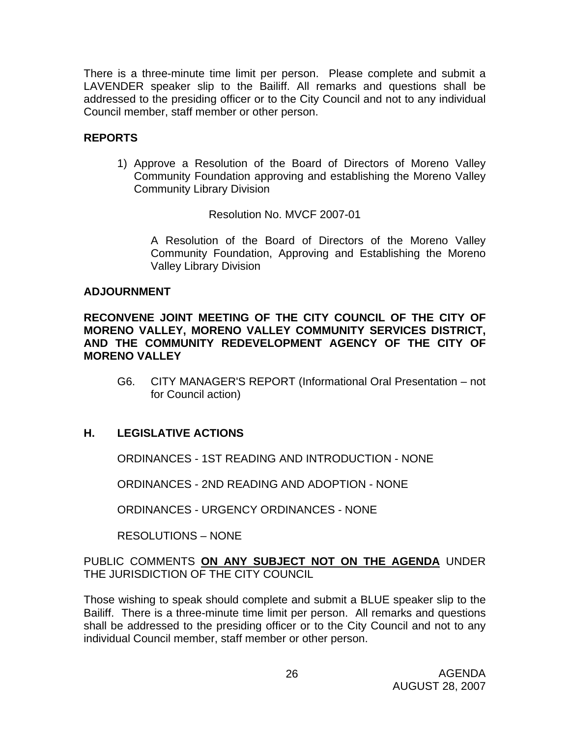There is a three-minute time limit per person. Please complete and submit a LAVENDER speaker slip to the Bailiff. All remarks and questions shall be addressed to the presiding officer or to the City Council and not to any individual Council member, staff member or other person.

**REPORTS**

1) Approve a Resolution of the Board of Directors of Moreno Valley Community Foundation approving and establishing the Moreno Valley Community Library Division

Resolution No. MVCF 2007-01

A Resolution of the Board of Directors of the Moreno Valley Community Foundation, Approving and Establishing the Moreno Valley Library Division

**ADJOURNMENT**

**RECONVENE JOINT MEETING OF THE CITY COUNCIL OF THE CITY OF MORENO VALLEY, MORENO VALLEY COMMUNITY SERVICES DISTRICT, AND THE COMMUNITY REDEVELOPMENT AGENCY OF THE CITY OF MORENO VALLEY**

G6. CITY MANAGER'S REPORT (Informational Oral Presentation – not for Council action)

## H. LEGISLATIVE ACTIONS

ORDINANCES - 1ST READING AND INTRODUCTION - NONE

ORDINANCES - 2ND READING AND ADOPTION - NONE

ORDINANCES - URGENCY ORDINANCES - NONE

RESOLUTIONS – NONE

PUBLIC COMMENTS **ON ANY SUBJECT NOT ON THE AGENDA** UNDER THE JURISDICTION OF THE CITY COUNCIL

Those wishing to speak should complete and submit a BLUE speaker slip to the Bailiff. There is a three-minute time limit per person. All remarks and questions shall be addressed to the presiding officer or to the City Council and not to any individual Council member, staff member or other person.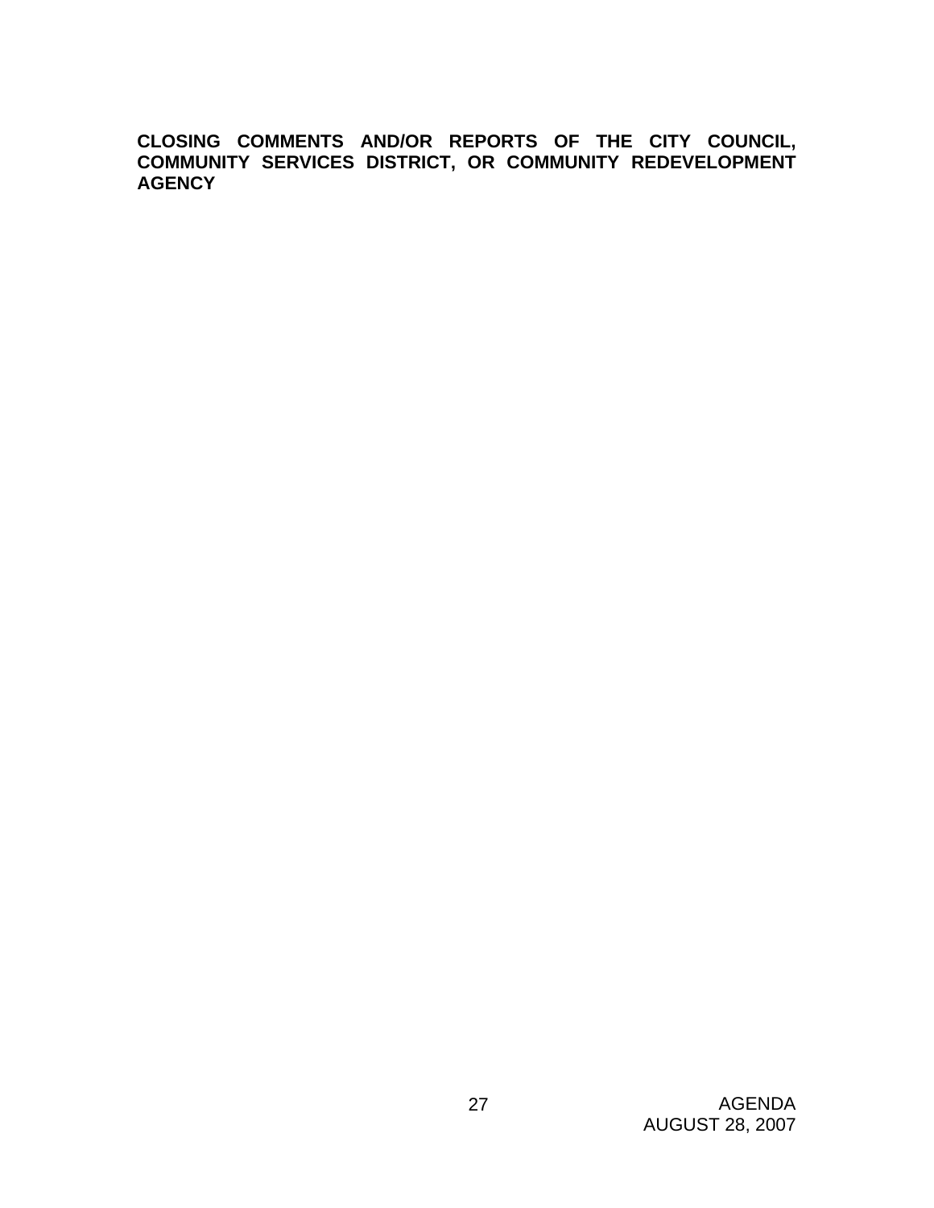**CLOSING COMMENTS AND/OR REPORTS OF THE CITY COUNCIL, COMMUNITY SERVICES DISTRICT, OR COMMUNITY REDEVELOPMENT AGENCY**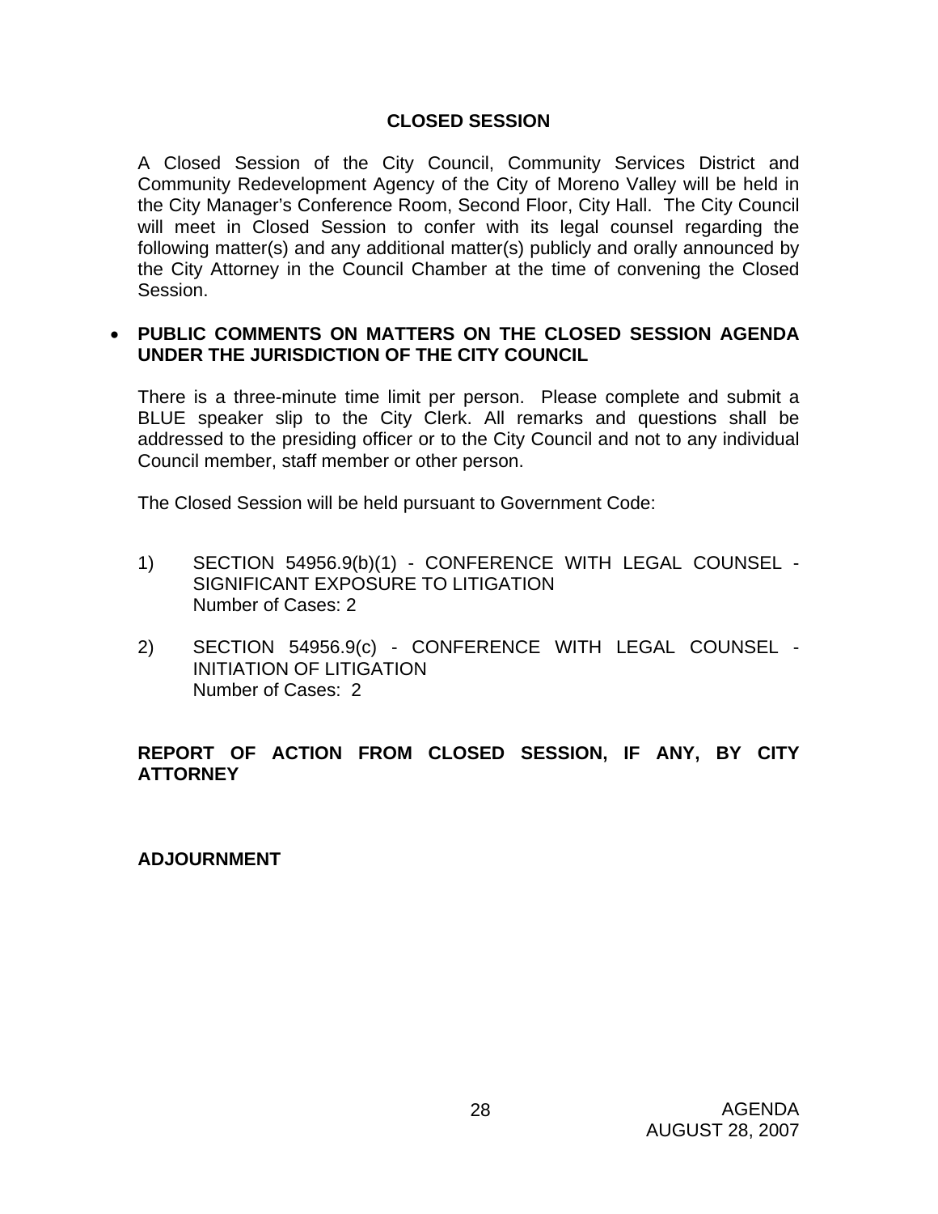## CLOSED SESSION

A Closed Session of the City Council, Community Services District and Community Redevelopment Agency of the City of Moreno Valley will be held in the City Manager's Conference Room, Second Floor, City Hall. The City Council will meet in Closed Session to confer with its legal counsel regarding the following matter(s) and any additional matter(s) publicly and orally announced by the City Attorney in the Council Chamber at the time of convening the Closed Session.

- **PUBLIC COMMENTS ON MATTERS ON THE CLOSED SESSION AGENDA UNDER THE JURISDICTION OF THE CITY COUNCIL**

  There is a three-minute time limit per person. Please complete and submit a BLUE speaker slip to the City Clerk. All remarks and questions shall be addressed to the presiding officer or to the City Council and not to any individual Council member, staff member or other person.

  The Closed Session will be held pursuant to Government Code:

  1) SECTION 54956.9(b)(1) - CONFERENCE WITH LEGAL COUNSEL - SIGNIFICANT EXPOSURE TO LITIGATION
     Number of Cases: 2

  2) SECTION 54956.9(c) - CONFERENCE WITH LEGAL COUNSEL - INITIATION OF LITIGATION
     Number of Cases: 2

**REPORT OF ACTION FROM CLOSED SESSION, IF ANY, BY CITY ATTORNEY**

**ADJOURNMENT**